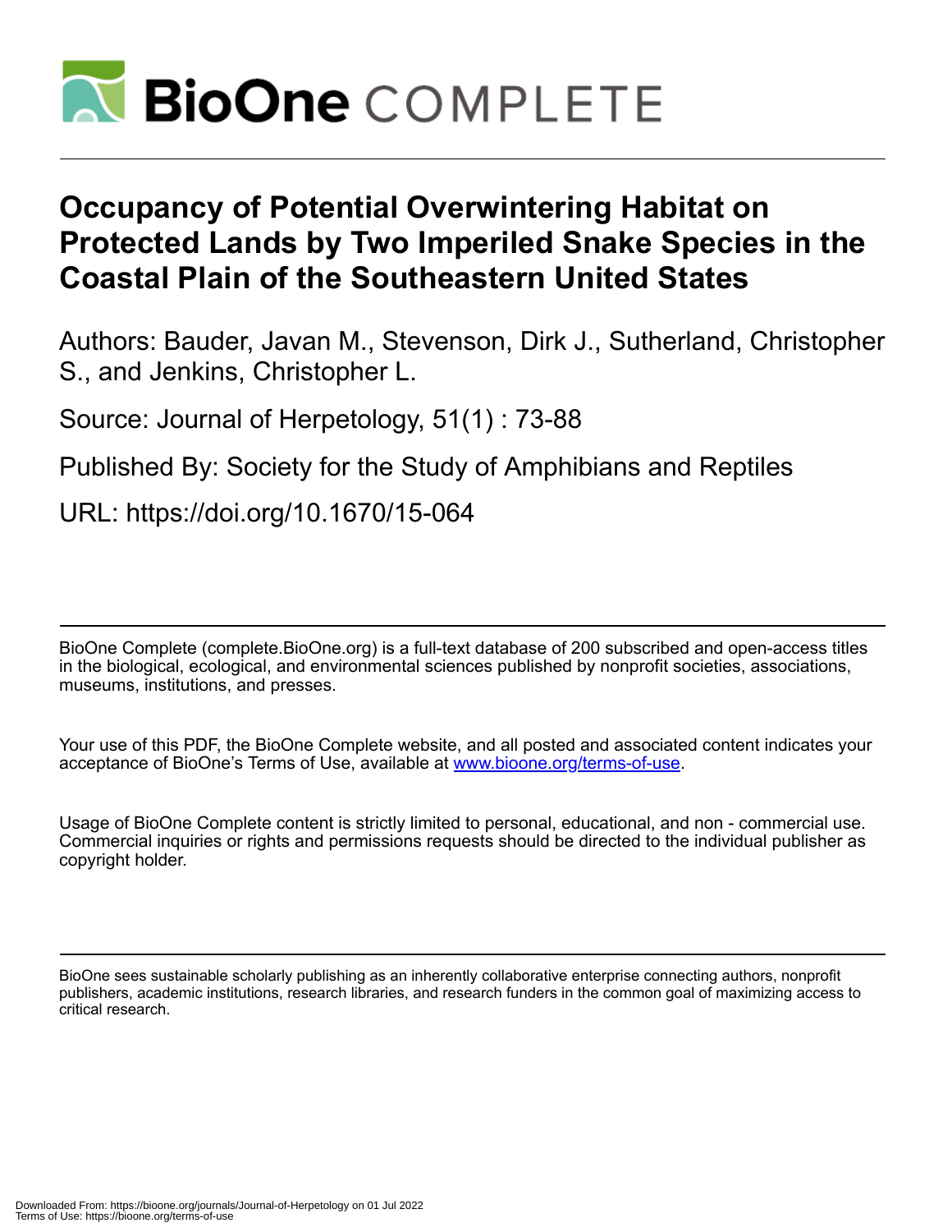# Occupancy of Potential Overwintering Habitat on Protected Lands by Two Imperiled Snake Species in the Coastal Plain of the Southeastern United States

Authors: Bauder, Javan M., Stevenson, Dirk J., Sutherland, Christopher S., and Jenkins, Christopher L.

Source: Journal of Herpetology, 51(1) : 73-88

Published By: Society for the Study of Amphibians and Reptiles

URL: https://doi.org/10.1670/15-064

BioOne Complete (complete.BioOne.org) is a full-text database of 200 subscribed and open-access titles in the biological, ecological, and environmental sciences published by nonprofit societies, associations, museums, institutions, and presses.

Your use of this PDF, the BioOne Complete website, and all posted and associated content indicates your acceptance of BioOne's Terms of Use, available at www.bioone.org/terms-of-use.

Usage of BioOne Complete content is strictly limited to personal, educational, and non - commercial use. Commercial inquiries or rights and permissions requests should be directed to the individual publisher as copyright holder.

BioOne sees sustainable scholarly publishing as an inherently collaborative enterprise connecting authors, nonprofit publishers, academic institutions, research libraries, and research funders in the common goal of maximizing access to critical research.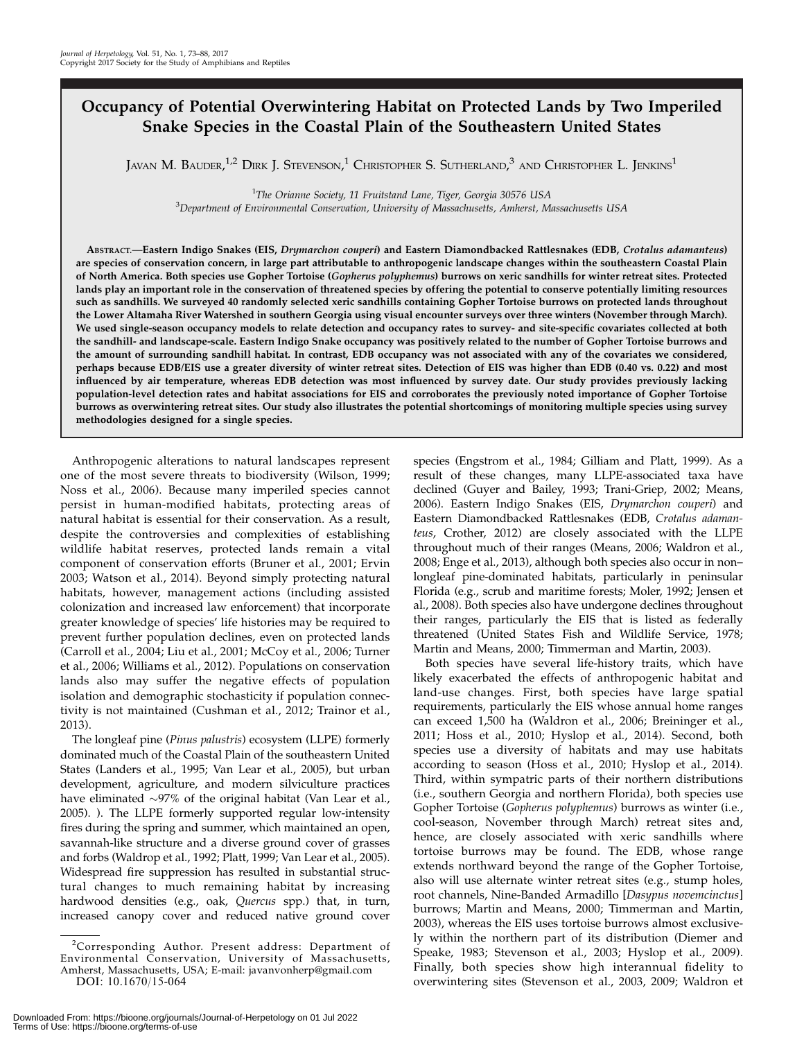# Occupancy of Potential Overwintering Habitat on Protected Lands by Two Imperiled Snake Species in the Coastal Plain of the Southeastern United States

Javan M. Bauder,[1,2] Dirk J. Stevenson,[1] Christopher S. Sutherland,[3] and Christopher L. Jenkins[1]

[1]*The Orianne Society, 11 Fruitstand Lane, Tiger, Georgia 30576 USA*
[3]*Department of Environmental Conservation, University of Massachusetts, Amherst, Massachusetts USA*

**Abstract.—Eastern Indigo Snakes (EIS, *Drymarchon couperi*) and Eastern Diamondbacked Rattlesnakes (EDB, *Crotalus adamanteus*) are species of conservation concern, in large part attributable to anthropogenic landscape changes within the southeastern Coastal Plain of North America. Both species use Gopher Tortoise (*Gopherus polyphemus*) burrows on xeric sandhills for winter retreat sites. Protected lands play an important role in the conservation of threatened species by offering the potential to conserve potentially limiting resources such as sandhills. We surveyed 40 randomly selected xeric sandhills containing Gopher Tortoise burrows on protected lands throughout the Lower Altamaha River Watershed in southern Georgia using visual encounter surveys over three winters (November through March). We used single-season occupancy models to relate detection and occupancy rates to survey- and site-specific covariates collected at both the sandhill- and landscape-scale. Eastern Indigo Snake occupancy was positively related to the number of Gopher Tortoise burrows and the amount of surrounding sandhill habitat. In contrast, EDB occupancy was not associated with any of the covariates we considered, perhaps because EDB/EIS use a greater diversity of winter retreat sites. Detection of EIS was higher than EDB (0.40 vs. 0.22) and most influenced by air temperature, whereas EDB detection was most influenced by survey date. Our study provides previously lacking population-level detection rates and habitat associations for EIS and corroborates the previously noted importance of Gopher Tortoise burrows as overwintering retreat sites. Our study also illustrates the potential shortcomings of monitoring multiple species using survey methodologies designed for a single species.**

Anthropogenic alterations to natural landscapes represent one of the most severe threats to biodiversity (Wilson, 1999; Noss et al., 2006). Because many imperiled species cannot persist in human-modified habitats, protecting areas of natural habitat is essential for their conservation. As a result, despite the controversies and complexities of establishing wildlife habitat reserves, protected lands remain a vital component of conservation efforts (Bruner et al., 2001; Ervin 2003; Watson et al., 2014). Beyond simply protecting natural habitats, however, management actions (including assisted colonization and increased law enforcement) that incorporate greater knowledge of species' life histories may be required to prevent further population declines, even on protected lands (Carroll et al., 2004; Liu et al., 2001; McCoy et al., 2006; Turner et al., 2006; Williams et al., 2012). Populations on conservation lands also may suffer the negative effects of population isolation and demographic stochasticity if population connectivity is not maintained (Cushman et al., 2012; Trainor et al., 2013).

The longleaf pine (*Pinus palustris*) ecosystem (LLPE) formerly dominated much of the Coastal Plain of the southeastern United States (Landers et al., 1995; Van Lear et al., 2005), but urban development, agriculture, and modern silviculture practices have eliminated ~97% of the original habitat (Van Lear et al., 2005). ). The LLPE formerly supported regular low-intensity fires during the spring and summer, which maintained an open, savannah-like structure and a diverse ground cover of grasses and forbs (Waldrop et al., 1992; Platt, 1999; Van Lear et al., 2005). Widespread fire suppression has resulted in substantial structural changes to much remaining habitat by increasing hardwood densities (e.g., oak, *Quercus* spp.) that, in turn, increased canopy cover and reduced native ground cover species (Engstrom et al., 1984; Gilliam and Platt, 1999). As a result of these changes, many LLPE-associated taxa have declined (Guyer and Bailey, 1993; Trani-Griep, 2002; Means, 2006). Eastern Indigo Snakes (EIS, *Drymarchon couperi*) and Eastern Diamondbacked Rattlesnakes (EDB, *Crotalus adamanteus*, Crother, 2012) are closely associated with the LLPE throughout much of their ranges (Means, 2006; Waldron et al., 2008; Enge et al., 2013), although both species also occur in non–longleaf pine-dominated habitats, particularly in peninsular Florida (e.g., scrub and maritime forests; Moler, 1992; Jensen et al., 2008). Both species also have undergone declines throughout their ranges, particularly the EIS that is listed as federally threatened (United States Fish and Wildlife Service, 1978; Martin and Means, 2000; Timmerman and Martin, 2003).

Both species have several life-history traits, which have likely exacerbated the effects of anthropogenic habitat and land-use changes. First, both species have large spatial requirements, particularly the EIS whose annual home ranges can exceed 1,500 ha (Waldron et al., 2006; Breininger et al., 2011; Hoss et al., 2010; Hyslop et al., 2014). Second, both species use a diversity of habitats and may use habitats according to season (Hoss et al., 2010; Hyslop et al., 2014). Third, within sympatric parts of their northern distributions (i.e., southern Georgia and northern Florida), both species use Gopher Tortoise (*Gopherus polyphemus*) burrows as winter (i.e., cool-season, November through March) retreat sites and, hence, are closely associated with xeric sandhills where tortoise burrows may be found. The EDB, whose range extends northward beyond the range of the Gopher Tortoise, also will use alternate winter retreat sites (e.g., stump holes, root channels, Nine-Banded Armadillo [*Dasypus novemcinctus*] burrows; Martin and Means, 2000; Timmerman and Martin, 2003), whereas the EIS uses tortoise burrows almost exclusively within the northern part of its distribution (Diemer and Speake, 1983; Stevenson et al., 2003; Hyslop et al., 2009). Finally, both species show high interannual fidelity to overwintering sites (Stevenson et al., 2003, 2009; Waldron et

[2]Corresponding Author. Present address: Department of Environmental Conservation, University of Massachusetts, Amherst, Massachusetts, USA; E-mail: javanvonherp@gmail.com
DOI: 10.1670/15-064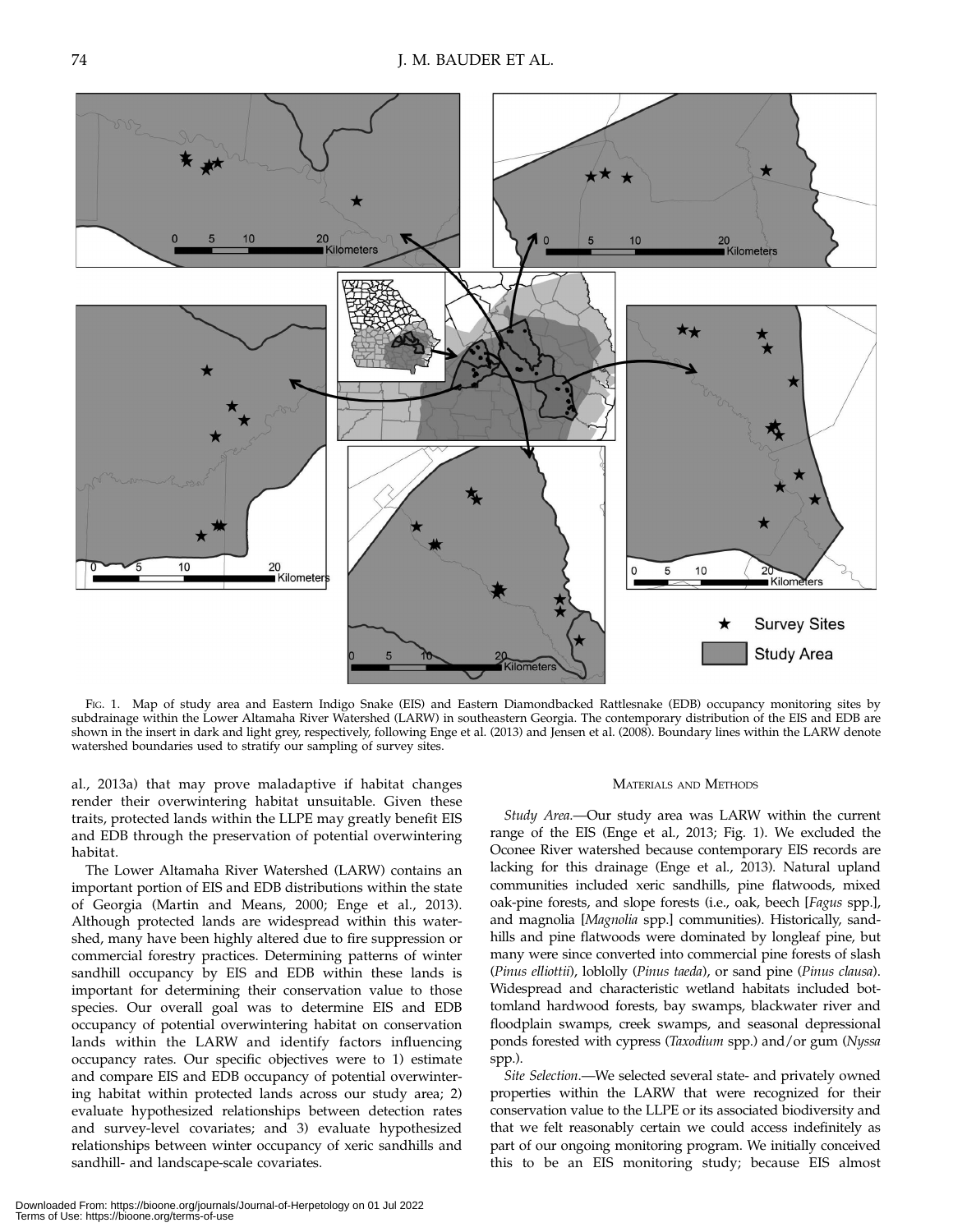Fig. 1. Map of study area and Eastern Indigo Snake (EIS) and Eastern Diamondbacked Rattlesnake (EDB) occupancy monitoring sites by subdrainage within the Lower Altamaha River Watershed (LARW) in southeastern Georgia. The contemporary distribution of the EIS and EDB are shown in the insert in dark and light grey, respectively, following Enge et al. (2013) and Jensen et al. (2008). Boundary lines within the LARW denote watershed boundaries used to stratify our sampling of survey sites.

al., 2013a) that may prove maladaptive if habitat changes render their overwintering habitat unsuitable. Given these traits, protected lands within the LLPE may greatly benefit EIS and EDB through the preservation of potential overwintering habitat.

The Lower Altamaha River Watershed (LARW) contains an important portion of EIS and EDB distributions within the state of Georgia (Martin and Means, 2000; Enge et al., 2013). Although protected lands are widespread within this watershed, many have been highly altered due to fire suppression or commercial forestry practices. Determining patterns of winter sandhill occupancy by EIS and EDB within these lands is important for determining their conservation value to those species. Our overall goal was to determine EIS and EDB occupancy of potential overwintering habitat on conservation lands within the LARW and identify factors influencing occupancy rates. Our specific objectives were to 1) estimate and compare EIS and EDB occupancy of potential overwintering habitat within protected lands across our study area; 2) evaluate hypothesized relationships between detection rates and survey-level covariates; and 3) evaluate hypothesized relationships between winter occupancy of xeric sandhills and sandhill- and landscape-scale covariates.

## Materials and Methods

*Study Area.*—Our study area was LARW within the current range of the EIS (Enge et al., 2013; Fig. 1). We excluded the Oconee River watershed because contemporary EIS records are lacking for this drainage (Enge et al., 2013). Natural upland communities included xeric sandhills, pine flatwoods, mixed oak-pine forests, and slope forests (i.e., oak, beech [*Fagus* spp.], and magnolia [*Magnolia* spp.] communities). Historically, sandhills and pine flatwoods were dominated by longleaf pine, but many were since converted into commercial pine forests of slash (*Pinus elliottii*), loblolly (*Pinus taeda*), or sand pine (*Pinus clausa*). Widespread and characteristic wetland habitats included bottomland hardwood forests, bay swamps, blackwater river and floodplain swamps, creek swamps, and seasonal depressional ponds forested with cypress (*Taxodium* spp.) and/or gum (*Nyssa* spp.).

*Site Selection.*—We selected several state- and privately owned properties within the LARW that were recognized for their conservation value to the LLPE or its associated biodiversity and that we felt reasonably certain we could access indefinitely as part of our ongoing monitoring program. We initially conceived this to be an EIS monitoring study; because EIS almost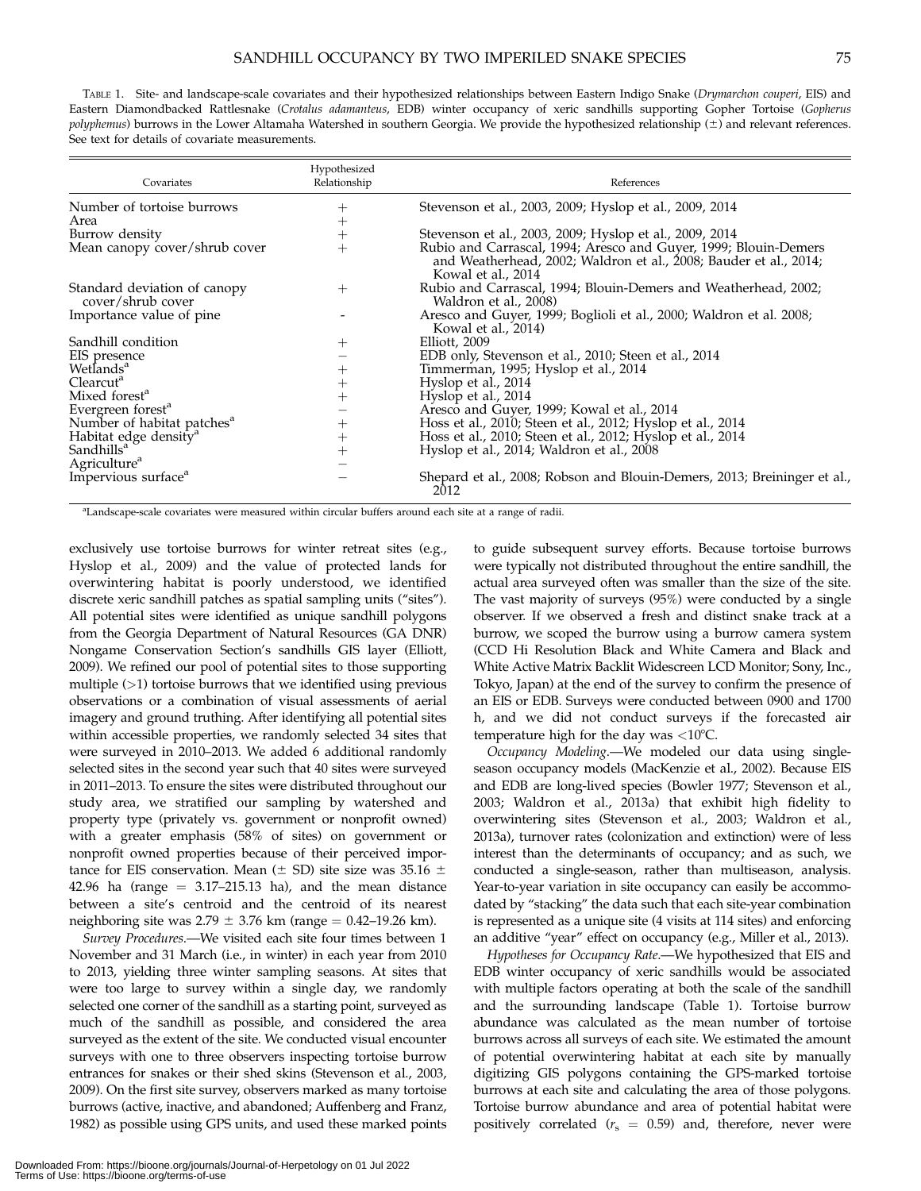TABLE 1. Site- and landscape-scale covariates and their hypothesized relationships between Eastern Indigo Snake (*Drymarchon couperi*, EIS) and Eastern Diamondbacked Rattlesnake (*Crotalus adamanteus*, EDB) winter occupancy of xeric sandhills supporting Gopher Tortoise (*Gopherus polyphemus*) burrows in the Lower Altamaha Watershed in southern Georgia. We provide the hypothesized relationship (±) and relevant references. See text for details of covariate measurements.

| Covariates | Hypothesized Relationship | References |
|---|---|---|
| Number of tortoise burrows | + | Stevenson et al., 2003, 2009; Hyslop et al., 2009, 2014 |
| Area | + | |
| Burrow density | + | Stevenson et al., 2003, 2009; Hyslop et al., 2009, 2014 |
| Mean canopy cover/shrub cover | + | Rubio and Carrascal, 1994; Aresco and Guyer, 1999; Blouin-Demers and Weatherhead, 2002; Waldron et al., 2008; Bauder et al., 2014; Kowal et al., 2014 |
| Standard deviation of canopy cover/shrub cover | + | Rubio and Carrascal, 1994; Blouin-Demers and Weatherhead, 2002; Waldron et al., 2008) |
| Importance value of pine | - | Aresco and Guyer, 1999; Boglioli et al., 2000; Waldron et al. 2008; Kowal et al., 2014) |
| Sandhill condition | + | Elliott, 2009 |
| EIS presence | − | EDB only, Stevenson et al., 2010; Steen et al., 2014 |
| Wetlands[a] | + | Timmerman, 1995; Hyslop et al., 2014 |
| Clearcut[a] | + | Hyslop et al., 2014 |
| Mixed forest[a] | + | Hyslop et al., 2014 |
| Evergreen forest[a] | − | Aresco and Guyer, 1999; Kowal et al., 2014 |
| Number of habitat patches[a] | + | Hoss et al., 2010; Steen et al., 2012; Hyslop et al., 2014 |
| Habitat edge density[a] | + | Hoss et al., 2010; Steen et al., 2012; Hyslop et al., 2014 |
| Sandhills[a] | + | Hyslop et al., 2014; Waldron et al., 2008 |
| Agriculture[a] | − | |
| Impervious surface[a] | − | Shepard et al., 2008; Robson and Blouin-Demers, 2013; Breininger et al., 2012 |

[a]Landscape-scale covariates were measured within circular buffers around each site at a range of radii.

exclusively use tortoise burrows for winter retreat sites (e.g., Hyslop et al., 2009) and the value of protected lands for overwintering habitat is poorly understood, we identified discrete xeric sandhill patches as spatial sampling units ("sites"). All potential sites were identified as unique sandhill polygons from the Georgia Department of Natural Resources (GA DNR) Nongame Conservation Section's sandhills GIS layer (Elliott, 2009). We refined our pool of potential sites to those supporting multiple (>1) tortoise burrows that we identified using previous observations or a combination of visual assessments of aerial imagery and ground truthing. After identifying all potential sites within accessible properties, we randomly selected 34 sites that were surveyed in 2010–2013. We added 6 additional randomly selected sites in the second year such that 40 sites were surveyed in 2011–2013. To ensure the sites were distributed throughout our study area, we stratified our sampling by watershed and property type (privately vs. government or nonprofit owned) with a greater emphasis (58% of sites) on government or nonprofit owned properties because of their perceived importance for EIS conservation. Mean (± SD) site size was 35.16 ± 42.96 ha (range = 3.17–215.13 ha), and the mean distance between a site's centroid and the centroid of its nearest neighboring site was 2.79 ± 3.76 km (range = 0.42–19.26 km).

*Survey Procedures*.—We visited each site four times between 1 November and 31 March (i.e., in winter) in each year from 2010 to 2013, yielding three winter sampling seasons. At sites that were too large to survey within a single day, we randomly selected one corner of the sandhill as a starting point, surveyed as much of the sandhill as possible, and considered the area surveyed as the extent of the site. We conducted visual encounter surveys with one to three observers inspecting tortoise burrow entrances for snakes or their shed skins (Stevenson et al., 2003, 2009). On the first site survey, observers marked as many tortoise burrows (active, inactive, and abandoned; Auffenberg and Franz, 1982) as possible using GPS units, and used these marked points to guide subsequent survey efforts. Because tortoise burrows were typically not distributed throughout the entire sandhill, the actual area surveyed often was smaller than the size of the site. The vast majority of surveys (95%) were conducted by a single observer. If we observed a fresh and distinct snake track at a burrow, we scoped the burrow using a burrow camera system (CCD Hi Resolution Black and White Camera and Black and White Active Matrix Backlit Widescreen LCD Monitor; Sony, Inc., Tokyo, Japan) at the end of the survey to confirm the presence of an EIS or EDB. Surveys were conducted between 0900 and 1700 h, and we did not conduct surveys if the forecasted air temperature high for the day was <10°C.

*Occupancy Modeling*.—We modeled our data using single-season occupancy models (MacKenzie et al., 2002). Because EIS and EDB are long-lived species (Bowler 1977; Stevenson et al., 2003; Waldron et al., 2013a) that exhibit high fidelity to overwintering sites (Stevenson et al., 2003; Waldron et al., 2013a), turnover rates (colonization and extinction) were of less interest than the determinants of occupancy; and as such, we conducted a single-season, rather than multiseason, analysis. Year-to-year variation in site occupancy can easily be accommodated by "stacking" the data such that each site-year combination is represented as a unique site (4 visits at 114 sites) and enforcing an additive "year" effect on occupancy (e.g., Miller et al., 2013).

*Hypotheses for Occupancy Rate*.—We hypothesized that EIS and EDB winter occupancy of xeric sandhills would be associated with multiple factors operating at both the scale of the sandhill and the surrounding landscape (Table 1). Tortoise burrow abundance was calculated as the mean number of tortoise burrows across all surveys of each site. We estimated the amount of potential overwintering habitat at each site by manually digitizing GIS polygons containing the GPS-marked tortoise burrows at each site and calculating the area of those polygons. Tortoise burrow abundance and area of potential habitat were positively correlated ($r_s$ = 0.59) and, therefore, never were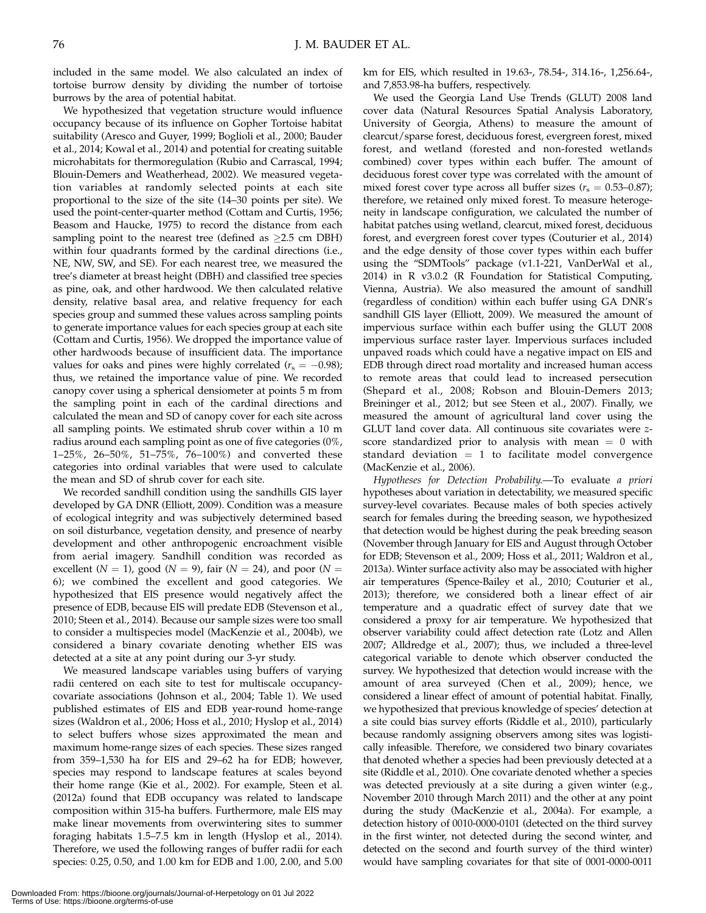included in the same model. We also calculated an index of tortoise burrow density by dividing the number of tortoise burrows by the area of potential habitat.

We hypothesized that vegetation structure would influence occupancy because of its influence on Gopher Tortoise habitat suitability (Aresco and Guyer, 1999; Boglioli et al., 2000; Bauder et al., 2014; Kowal et al., 2014) and potential for creating suitable microhabitats for thermoregulation (Rubio and Carrascal, 1994; Blouin-Demers and Weatherhead, 2002). We measured vegetation variables at randomly selected points at each site proportional to the size of the site (14–30 points per site). We used the point-center-quarter method (Cottam and Curtis, 1956; Beasom and Haucke, 1975) to record the distance from each sampling point to the nearest tree (defined as $\geq$2.5 cm DBH) within four quadrants formed by the cardinal directions (i.e., NE, NW, SW, and SE). For each nearest tree, we measured the tree's diameter at breast height (DBH) and classified tree species as pine, oak, and other hardwood. We then calculated relative density, relative basal area, and relative frequency for each species group and summed these values across sampling points to generate importance values for each species group at each site (Cottam and Curtis, 1956). We dropped the importance value of other hardwoods because of insufficient data. The importance values for oaks and pines were highly correlated ($r_s = -0.98$); thus, we retained the importance value of pine. We recorded canopy cover using a spherical densiometer at points 5 m from the sampling point in each of the cardinal directions and calculated the mean and SD of canopy cover for each site across all sampling points. We estimated shrub cover within a 10 m radius around each sampling point as one of five categories (0%, 1–25%, 26–50%, 51–75%, 76–100%) and converted these categories into ordinal variables that were used to calculate the mean and SD of shrub cover for each site.

We recorded sandhill condition using the sandhills GIS layer developed by GA DNR (Elliott, 2009). Condition was a measure of ecological integrity and was subjectively determined based on soil disturbance, vegetation density, and presence of nearby development and other anthropogenic encroachment visible from aerial imagery. Sandhill condition was recorded as excellent ($N = 1$), good ($N = 9$), fair ($N = 24$), and poor ($N = 6$); we combined the excellent and good categories. We hypothesized that EIS presence would negatively affect the presence of EDB, because EIS will predate EDB (Stevenson et al., 2010; Steen et al., 2014). Because our sample sizes were too small to consider a multispecies model (MacKenzie et al., 2004b), we considered a binary covariate denoting whether EIS was detected at a site at any point during our 3-yr study.

We measured landscape variables using buffers of varying radii centered on each site to test for multiscale occupancy-covariate associations (Johnson et al., 2004; Table 1). We used published estimates of EIS and EDB year-round home-range sizes (Waldron et al., 2006; Hoss et al., 2010; Hyslop et al., 2014) to select buffers whose sizes approximated the mean and maximum home-range sizes of each species. These sizes ranged from 359–1,530 ha for EIS and 29–62 ha for EDB; however, species may respond to landscape features at scales beyond their home range (Kie et al., 2002). For example, Steen et al. (2012a) found that EDB occupancy was related to landscape composition within 315-ha buffers. Furthermore, male EIS may make linear movements from overwintering sites to summer foraging habitats 1.5–7.5 km in length (Hyslop et al., 2014). Therefore, we used the following ranges of buffer radii for each species: 0.25, 0.50, and 1.00 km for EDB and 1.00, 2.00, and 5.00 km for EIS, which resulted in 19.63-, 78.54-, 314.16-, 1,256.64-, and 7,853.98-ha buffers, respectively.

We used the Georgia Land Use Trends (GLUT) 2008 land cover data (Natural Resources Spatial Analysis Laboratory, University of Georgia, Athens) to measure the amount of clearcut/sparse forest, deciduous forest, evergreen forest, mixed forest, and wetland (forested and non-forested wetlands combined) cover types within each buffer. The amount of deciduous forest cover type was correlated with the amount of mixed forest cover type across all buffer sizes ($r_s = 0.53$–$0.87$); therefore, we retained only mixed forest. To measure heterogeneity in landscape configuration, we calculated the number of habitat patches using wetland, clearcut, mixed forest, deciduous forest, and evergreen forest cover types (Couturier et al., 2014) and the edge density of those cover types within each buffer using the "SDMTools" package (v1.1-221, VanDerWal et al., 2014) in R v3.0.2 (R Foundation for Statistical Computing, Vienna, Austria). We also measured the amount of sandhill (regardless of condition) within each buffer using GA DNR's sandhill GIS layer (Elliott, 2009). We measured the amount of impervious surface within each buffer using the GLUT 2008 impervious surface raster layer. Impervious surfaces included unpaved roads which could have a negative impact on EIS and EDB through direct road mortality and increased human access to remote areas that could lead to increased persecution (Shepard et al., 2008; Robson and Blouin-Demers 2013; Breininger et al., 2012; but see Steen et al., 2007). Finally, we measured the amount of agricultural land cover using the GLUT land cover data. All continuous site covariates were *z*-score standardized prior to analysis with mean = 0 with standard deviation = 1 to facilitate model convergence (MacKenzie et al., 2006).

*Hypotheses for Detection Probability.*—To evaluate *a priori* hypotheses about variation in detectability, we measured specific survey-level covariates. Because males of both species actively search for females during the breeding season, we hypothesized that detection would be highest during the peak breeding season (November through January for EIS and August through October for EDB; Stevenson et al., 2009; Hoss et al., 2011; Waldron et al., 2013a). Winter surface activity also may be associated with higher air temperatures (Spence-Bailey et al., 2010; Couturier et al., 2013); therefore, we considered both a linear effect of air temperature and a quadratic effect of survey date that we considered a proxy for air temperature. We hypothesized that observer variability could affect detection rate (Lotz and Allen 2007; Alldredge et al., 2007); thus, we included a three-level categorical variable to denote which observer conducted the survey. We hypothesized that detection would increase with the amount of area surveyed (Chen et al., 2009); hence, we considered a linear effect of amount of potential habitat. Finally, we hypothesized that previous knowledge of species' detection at a site could bias survey efforts (Riddle et al., 2010), particularly because randomly assigning observers among sites was logistically infeasible. Therefore, we considered two binary covariates that denoted whether a species had been previously detected at a site (Riddle et al., 2010). One covariate denoted whether a species was detected previously at a site during a given winter (e.g., November 2010 through March 2011) and the other at any point during the study (MacKenzie et al., 2004a). For example, a detection history of 0010-0000-0101 (detected on the third survey in the first winter, not detected during the second winter, and detected on the second and fourth survey of the third winter) would have sampling covariates for that site of 0001-0000-0011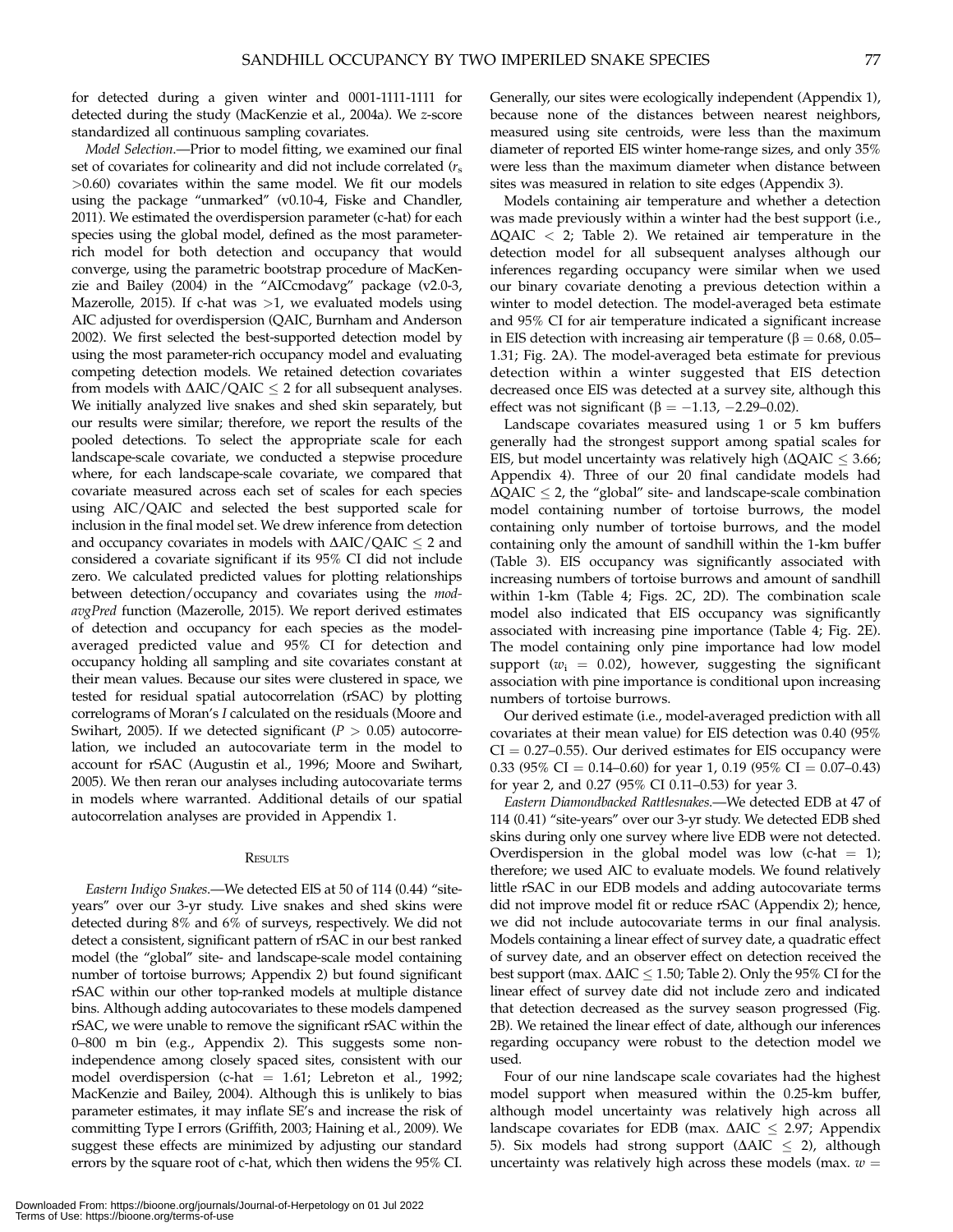for detected during a given winter and 0001-1111-1111 for detected during the study (MacKenzie et al., 2004a). We *z*-score standardized all continuous sampling covariates.

*Model Selection.*—Prior to model fitting, we examined our final set of covariates for colinearity and did not include correlated ($r_s$ >0.60) covariates within the same model. We fit our models using the package "unmarked" (v0.10-4, Fiske and Chandler, 2011). We estimated the overdispersion parameter (c-hat) for each species using the global model, defined as the most parameter-rich model for both detection and occupancy that would converge, using the parametric bootstrap procedure of MacKenzie and Bailey (2004) in the "AICcmodavg" package (v2.0-3, Mazerolle, 2015). If c-hat was >1, we evaluated models using AIC adjusted for overdispersion (QAIC, Burnham and Anderson 2002). We first selected the best-supported detection model by using the most parameter-rich occupancy model and evaluating competing detection models. We retained detection covariates from models with ΔAIC/QAIC ≤ 2 for all subsequent analyses. We initially analyzed live snakes and shed skin separately, but our results were similar; therefore, we report the results of the pooled detections. To select the appropriate scale for each landscape-scale covariate, we conducted a stepwise procedure where, for each landscape-scale covariate, we compared that covariate measured across each set of scales for each species using AIC/QAIC and selected the best supported scale for inclusion in the final model set. We drew inference from detection and occupancy covariates in models with ΔAIC/QAIC ≤ 2 and considered a covariate significant if its 95% CI did not include zero. We calculated predicted values for plotting relationships between detection/occupancy and covariates using the *modavgPred* function (Mazerolle, 2015). We report derived estimates of detection and occupancy for each species as the model-averaged predicted value and 95% CI for detection and occupancy holding all sampling and site covariates constant at their mean values. Because our sites were clustered in space, we tested for residual spatial autocorrelation (rSAC) by plotting correlograms of Moran's *I* calculated on the residuals (Moore and Swihart, 2005). If we detected significant ($P$ > 0.05) autocorrelation, we included an autocovariate term in the model to account for rSAC (Augustin et al., 1996; Moore and Swihart, 2005). We then reran our analyses including autocovariate terms in models where warranted. Additional details of our spatial autocorrelation analyses are provided in Appendix 1.

## Results

*Eastern Indigo Snakes.*—We detected EIS at 50 of 114 (0.44) "site-years" over our 3-yr study. Live snakes and shed skins were detected during 8% and 6% of surveys, respectively. We did not detect a consistent, significant pattern of rSAC in our best ranked model (the "global" site- and landscape-scale model containing number of tortoise burrows; Appendix 2) but found significant rSAC within our other top-ranked models at multiple distance bins. Although adding autocovariates to these models dampened rSAC, we were unable to remove the significant rSAC within the 0–800 m bin (e.g., Appendix 2). This suggests some nonindependence among closely spaced sites, consistent with our model overdispersion (c-hat = 1.61; Lebreton et al., 1992; MacKenzie and Bailey, 2004). Although this is unlikely to bias parameter estimates, it may inflate SE's and increase the risk of committing Type I errors (Griffith, 2003; Haining et al., 2009). We suggest these effects are minimized by adjusting our standard errors by the square root of c-hat, which then widens the 95% CI. Generally, our sites were ecologically independent (Appendix 1), because none of the distances between nearest neighbors, measured using site centroids, were less than the maximum diameter of reported EIS winter home-range sizes, and only 35% were less than the maximum diameter when distance between sites was measured in relation to site edges (Appendix 3).

Models containing air temperature and whether a detection was made previously within a winter had the best support (i.e., ΔQAIC < 2; Table 2). We retained air temperature in the detection model for all subsequent analyses although our inferences regarding occupancy were similar when we used our binary covariate denoting a previous detection within a winter to model detection. The model-averaged beta estimate and 95% CI for air temperature indicated a significant increase in EIS detection with increasing air temperature (β = 0.68, 0.05–1.31; Fig. 2A). The model-averaged beta estimate for previous detection within a winter suggested that EIS detection decreased once EIS was detected at a survey site, although this effect was not significant (β = −1.13, −2.29–0.02).

Landscape covariates measured using 1 or 5 km buffers generally had the strongest support among spatial scales for EIS, but model uncertainty was relatively high (ΔQAIC ≤ 3.66; Appendix 4). Three of our 20 final candidate models had ΔQAIC ≤ 2, the "global" site- and landscape-scale combination model containing number of tortoise burrows, the model containing only number of tortoise burrows, and the model containing only the amount of sandhill within the 1-km buffer (Table 3). EIS occupancy was significantly associated with increasing numbers of tortoise burrows and amount of sandhill within 1-km (Table 4; Figs. 2C, 2D). The combination scale model also indicated that EIS occupancy was significantly associated with increasing pine importance (Table 4; Fig. 2E). The model containing only pine importance had low model support ($w_i$ = 0.02), however, suggesting the significant association with pine importance is conditional upon increasing numbers of tortoise burrows.

Our derived estimate (i.e., model-averaged prediction with all covariates at their mean value) for EIS detection was 0.40 (95% CI = 0.27–0.55). Our derived estimates for EIS occupancy were 0.33 (95% CI = 0.14–0.60) for year 1, 0.19 (95% CI = 0.07–0.43) for year 2, and 0.27 (95% CI 0.11–0.53) for year 3.

*Eastern Diamondbacked Rattlesnakes.*—We detected EDB at 47 of 114 (0.41) "site-years" over our 3-yr study. We detected EDB shed skins during only one survey where live EDB were not detected. Overdispersion in the global model was low (c-hat = 1); therefore, we used AIC to evaluate models. We found relatively little rSAC in our EDB models and adding autocovariate terms did not improve model fit or reduce rSAC (Appendix 2); hence, we did not include autocovariate terms in our final analysis. Models containing a linear effect of survey date, a quadratic effect of survey date, and an observer effect on detection received the best support (max. ΔAIC ≤ 1.50; Table 2). Only the 95% CI for the linear effect of survey date did not include zero and indicated that detection decreased as the survey season progressed (Fig. 2B). We retained the linear effect of date, although our inferences regarding occupancy were robust to the detection model we used.

Four of our nine landscape scale covariates had the highest model support when measured within the 0.25-km buffer, although model uncertainty was relatively high across all landscape covariates for EDB (max. ΔAIC ≤ 2.97; Appendix 5). Six models had strong support (ΔAIC ≤ 2), although uncertainty was relatively high across these models (max. $w$ =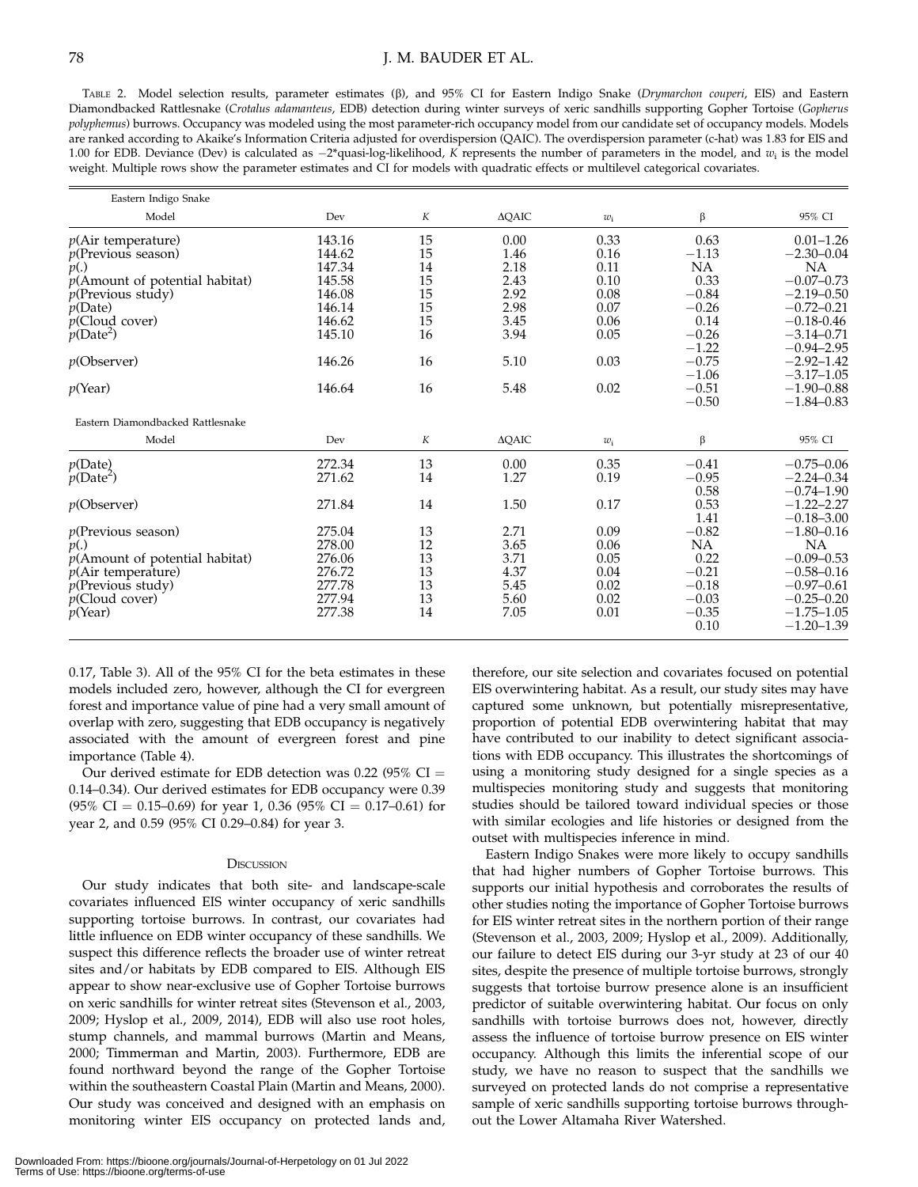Table 2. Model selection results, parameter estimates (β), and 95% CI for Eastern Indigo Snake (*Drymarchon couperi*, EIS) and Eastern Diamondbacked Rattlesnake (*Crotalus adamanteus*, EDB) detection during winter surveys of xeric sandhills supporting Gopher Tortoise (*Gopherus polyphemus*) burrows. Occupancy was modeled using the most parameter-rich occupancy model from our candidate set of occupancy models. Models are ranked according to Akaike's Information Criteria adjusted for overdispersion (QAIC). The overdispersion parameter (c-hat) was 1.83 for EIS and 1.00 for EDB. Deviance (Dev) is calculated as −2*quasi-log-likelihood, $K$ represents the number of parameters in the model, and $w_i$ is the model weight. Multiple rows show the parameter estimates and CI for models with quadratic effects or multilevel categorical covariates.

| Model | Dev | $K$ | ΔQAIC | $w_i$ | β | 95% CI |
|---|---|---|---|---|---|---|
| **Eastern Indigo Snake** | | | | | | |
| $p$(Air temperature) | 143.16 | 15 | 0.00 | 0.33 | 0.63 | 0.01–1.26 |
| $p$(Previous season) | 144.62 | 15 | 1.46 | 0.16 | −1.13 | −2.30–0.04 |
| $p$(.) | 147.34 | 14 | 2.18 | 0.11 | NA | NA |
| $p$(Amount of potential habitat) | 145.58 | 15 | 2.43 | 0.10 | 0.33 | −0.07–0.73 |
| $p$(Previous study) | 146.08 | 15 | 2.92 | 0.08 | −0.84 | −2.19–0.50 |
| $p$(Date) | 146.14 | 15 | 2.98 | 0.07 | −0.26 | −0.72–0.21 |
| $p$(Cloud cover) | 146.62 | 15 | 3.45 | 0.06 | 0.14 | −0.18-0.46 |
| $p$(Date$^2$) | 145.10 | 16 | 3.94 | 0.05 | −0.26 | −3.14–0.71 |
| | | | | | −1.22 | −0.94–2.95 |
| $p$(Observer) | 146.26 | 16 | 5.10 | 0.03 | −0.75 | −2.92–1.42 |
| | | | | | −1.06 | −3.17–1.05 |
| $p$(Year) | 146.64 | 16 | 5.48 | 0.02 | −0.51 | −1.90–0.88 |
| | | | | | −0.50 | −1.84–0.83 |
| **Eastern Diamondbacked Rattlesnake** | | | | | | |
| $p$(Date) | 272.34 | 13 | 0.00 | 0.35 | −0.41 | −0.75–0.06 |
| $p$(Date$^2$) | 271.62 | 14 | 1.27 | 0.19 | −0.95 | −2.24–0.34 |
| | | | | | 0.58 | −0.74–1.90 |
| $p$(Observer) | 271.84 | 14 | 1.50 | 0.17 | 0.53 | −1.22–2.27 |
| | | | | | 1.41 | −0.18–3.00 |
| $p$(Previous season) | 275.04 | 13 | 2.71 | 0.09 | −0.82 | −1.80–0.16 |
| $p$(.) | 278.00 | 12 | 3.65 | 0.06 | NA | NA |
| $p$(Amount of potential habitat) | 276.06 | 13 | 3.71 | 0.05 | 0.22 | −0.09–0.53 |
| $p$(Air temperature) | 276.72 | 13 | 4.37 | 0.04 | −0.21 | −0.58–0.16 |
| $p$(Previous study) | 277.78 | 13 | 5.45 | 0.02 | −0.18 | −0.97–0.61 |
| $p$(Cloud cover) | 277.94 | 13 | 5.60 | 0.02 | −0.03 | −0.25–0.20 |
| $p$(Year) | 277.38 | 14 | 7.05 | 0.01 | −0.35 | −1.75–1.05 |
| | | | | | 0.10 | −1.20–1.39 |

0.17, Table 3). All of the 95% CI for the beta estimates in these models included zero, however, although the CI for evergreen forest and importance value of pine had a very small amount of overlap with zero, suggesting that EDB occupancy is negatively associated with the amount of evergreen forest and pine importance (Table 4).

Our derived estimate for EDB detection was 0.22 (95% CI = 0.14–0.34). Our derived estimates for EDB occupancy were 0.39 (95% CI = 0.15–0.69) for year 1, 0.36 (95% CI = 0.17–0.61) for year 2, and 0.59 (95% CI 0.29–0.84) for year 3.

## Discussion

Our study indicates that both site- and landscape-scale covariates influenced EIS winter occupancy of xeric sandhills supporting tortoise burrows. In contrast, our covariates had little influence on EDB winter occupancy of these sandhills. We suspect this difference reflects the broader use of winter retreat sites and/or habitats by EDB compared to EIS. Although EIS appear to show near-exclusive use of Gopher Tortoise burrows on xeric sandhills for winter retreat sites (Stevenson et al., 2003, 2009; Hyslop et al., 2009, 2014), EDB will also use root holes, stump channels, and mammal burrows (Martin and Means, 2000; Timmerman and Martin, 2003). Furthermore, EDB are found northward beyond the range of the Gopher Tortoise within the southeastern Coastal Plain (Martin and Means, 2000). Our study was conceived and designed with an emphasis on monitoring winter EIS occupancy on protected lands and, therefore, our site selection and covariates focused on potential EIS overwintering habitat. As a result, our study sites may have captured some unknown, but potentially misrepresentative, proportion of potential EDB overwintering habitat that may have contributed to our inability to detect significant associations with EDB occupancy. This illustrates the shortcomings of using a monitoring study designed for a single species as a multispecies monitoring study and suggests that monitoring studies should be tailored toward individual species or those with similar ecologies and life histories or designed from the outset with multispecies inference in mind.

Eastern Indigo Snakes were more likely to occupy sandhills that had higher numbers of Gopher Tortoise burrows. This supports our initial hypothesis and corroborates the results of other studies noting the importance of Gopher Tortoise burrows for EIS winter retreat sites in the northern portion of their range (Stevenson et al., 2003, 2009; Hyslop et al., 2009). Additionally, our failure to detect EIS during our 3-yr study at 23 of our 40 sites, despite the presence of multiple tortoise burrows, strongly suggests that tortoise burrow presence alone is an insufficient predictor of suitable overwintering habitat. Our focus on only sandhills with tortoise burrows does not, however, directly assess the influence of tortoise burrow presence on EIS winter occupancy. Although this limits the inferential scope of our study, we have no reason to suspect that the sandhills we surveyed on protected lands do not comprise a representative sample of xeric sandhills supporting tortoise burrows throughout the Lower Altamaha River Watershed.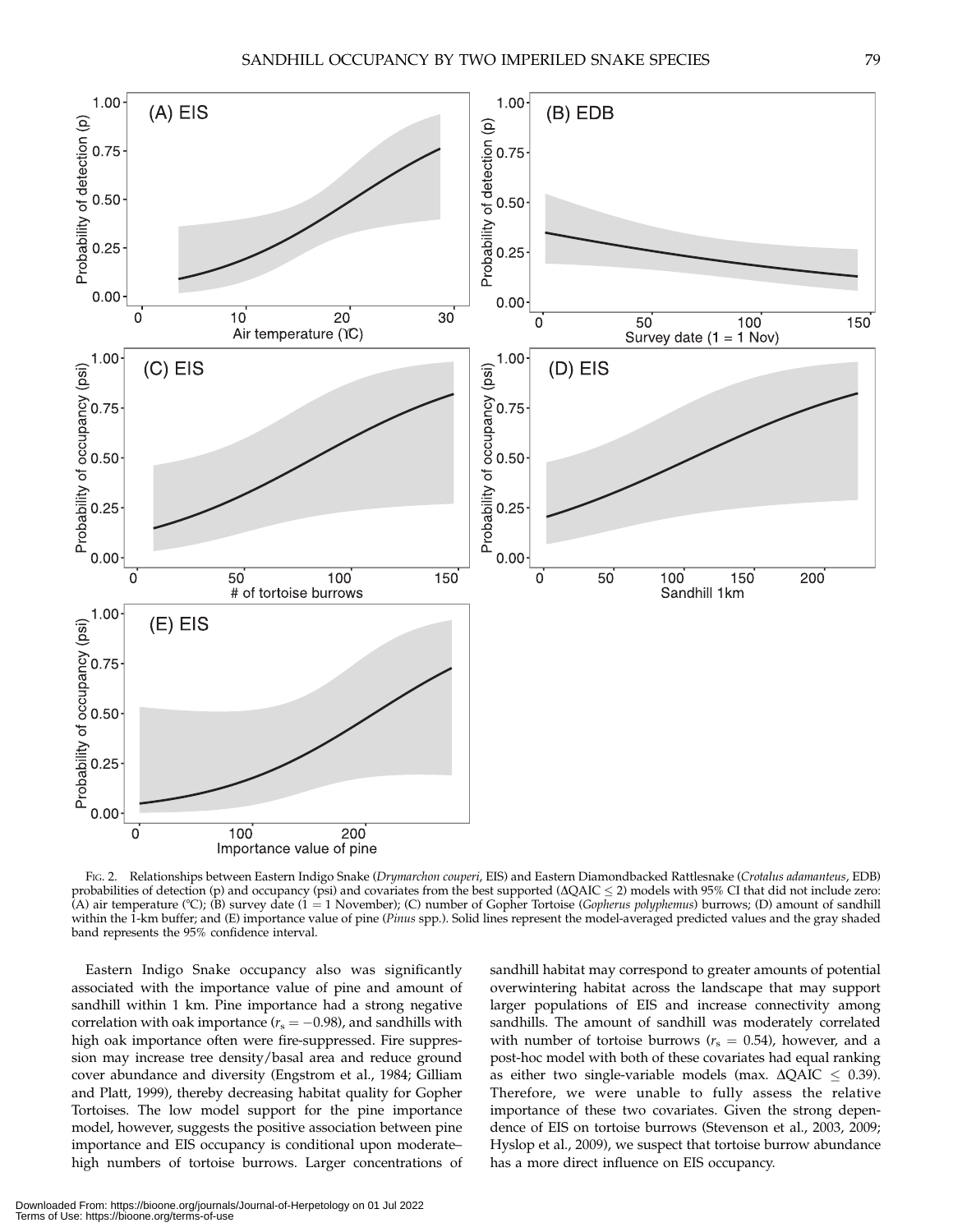FIG. 2. Relationships between Eastern Indigo Snake (*Drymarchon couperi*, EIS) and Eastern Diamondbacked Rattlesnake (*Crotalus adamanteus*, EDB) probabilities of detection (p) and occupancy (psi) and covariates from the best supported ($\Delta$QAIC $\leq$ 2) models with 95% CI that did not include zero: (A) air temperature (°C); (B) survey date (1 = 1 November); (C) number of Gopher Tortoise (*Gopherus polyphemus*) burrows; (D) amount of sandhill within the 1-km buffer; and (E) importance value of pine (*Pinus* spp.). Solid lines represent the model-averaged predicted values and the gray shaded band represents the 95% confidence interval.

Eastern Indigo Snake occupancy also was significantly associated with the importance value of pine and amount of sandhill within 1 km. Pine importance had a strong negative correlation with oak importance ($r_s = -0.98$), and sandhills with high oak importance often were fire-suppressed. Fire suppression may increase tree density/basal area and reduce ground cover abundance and diversity (Engstrom et al., 1984; Gilliam and Platt, 1999), thereby decreasing habitat quality for Gopher Tortoises. The low model support for the pine importance model, however, suggests the positive association between pine importance and EIS occupancy is conditional upon moderate–high numbers of tortoise burrows. Larger concentrations of sandhill habitat may correspond to greater amounts of potential overwintering habitat across the landscape that may support larger populations of EIS and increase connectivity among sandhills. The amount of sandhill was moderately correlated with number of tortoise burrows ($r_s = 0.54$), however, and a post-hoc model with both of these covariates had equal ranking as either two single-variable models (max. $\Delta$QAIC $\leq$ 0.39). Therefore, we were unable to fully assess the relative importance of these two covariates. Given the strong dependence of EIS on tortoise burrows (Stevenson et al., 2003, 2009; Hyslop et al., 2009), we suspect that tortoise burrow abundance has a more direct influence on EIS occupancy.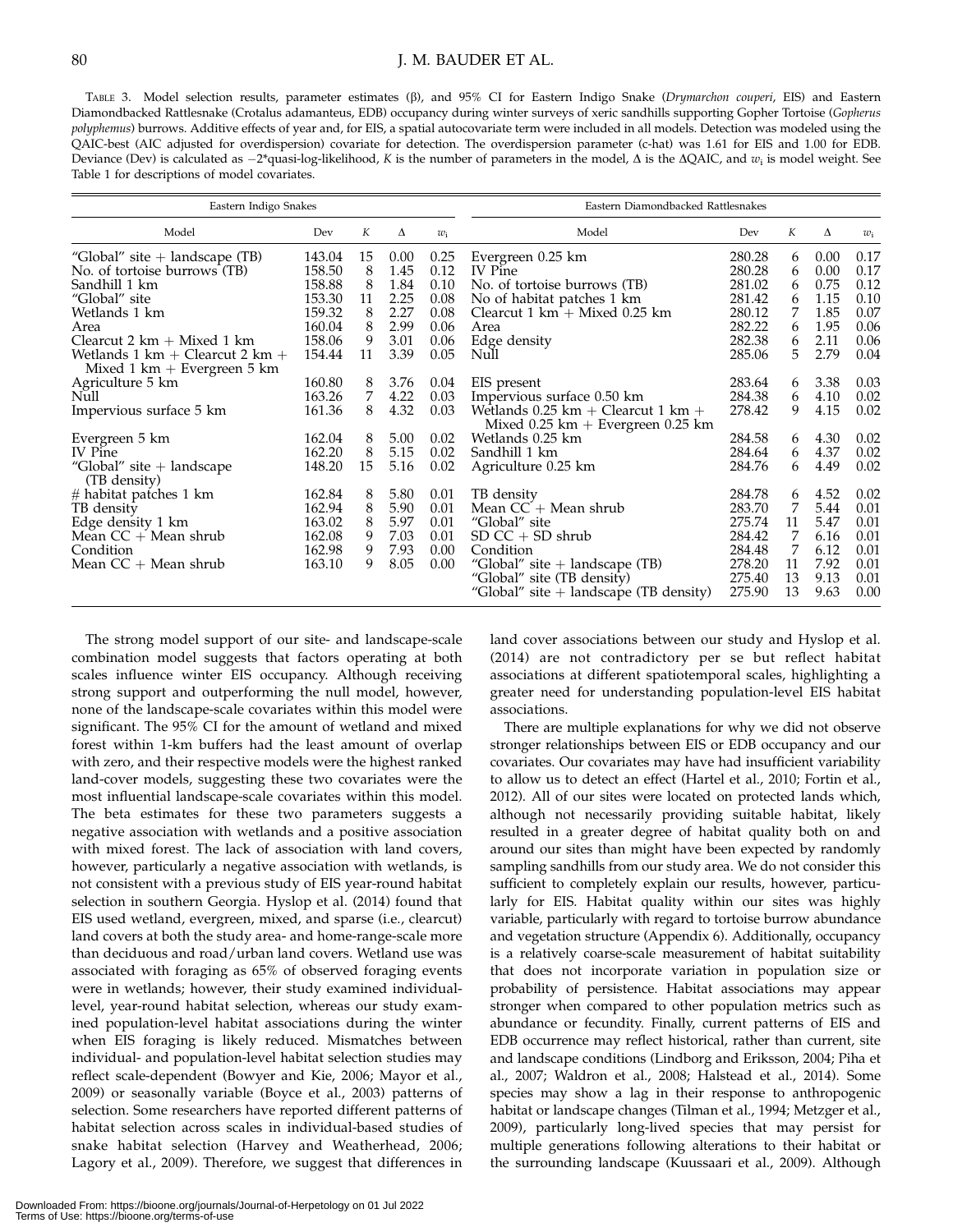TABLE 3. Model selection results, parameter estimates (β), and 95% CI for Eastern Indigo Snake (*Drymarchon couperi*, EIS) and Eastern Diamondbacked Rattlesnake (Crotalus adamanteus, EDB) occupancy during winter surveys of xeric sandhills supporting Gopher Tortoise (*Gopherus polyphemus*) burrows. Additive effects of year and, for EIS, a spatial autocovariate term were included in all models. Detection was modeled using the QAIC-best (AIC adjusted for overdispersion) covariate for detection. The overdispersion parameter (c-hat) was 1.61 for EIS and 1.00 for EDB. Deviance (Dev) is calculated as −2*quasi-log-likelihood, *K* is the number of parameters in the model, Δ is the ΔQAIC, and $w_i$ is model weight. See Table 1 for descriptions of model covariates.

| Eastern Indigo Snakes | | | | | Eastern Diamondbacked Rattlesnakes | | | | |
|---|---|---|---|---|---|---|---|---|---|
| Model | Dev | *K* | Δ | $w_i$ | Model | Dev | *K* | Δ | $w_i$ |
| "Global" site + landscape (TB) | 143.04 | 15 | 0.00 | 0.25 | Evergreen 0.25 km | 280.28 | 6 | 0.00 | 0.17 |
| No. of tortoise burrows (TB) | 158.50 | 8 | 1.45 | 0.12 | IV Pine | 280.28 | 6 | 0.00 | 0.17 |
| Sandhill 1 km | 158.88 | 8 | 1.84 | 0.10 | No. of tortoise burrows (TB) | 281.02 | 6 | 0.75 | 0.12 |
| "Global" site | 153.30 | 11 | 2.25 | 0.08 | No of habitat patches 1 km | 281.42 | 6 | 1.15 | 0.10 |
| Wetlands 1 km | 159.32 | 8 | 2.27 | 0.08 | Clearcut 1 km + Mixed 0.25 km | 280.12 | 7 | 1.85 | 0.07 |
| Area | 160.04 | 8 | 2.99 | 0.06 | Area | 282.22 | 6 | 1.95 | 0.06 |
| Clearcut 2 km + Mixed 1 km | 158.06 | 9 | 3.01 | 0.06 | Edge density | 282.38 | 6 | 2.11 | 0.06 |
| Wetlands 1 km + Clearcut 2 km + Mixed 1 km + Evergreen 5 km | 154.44 | 11 | 3.39 | 0.05 | Null | 285.06 | 5 | 2.79 | 0.04 |
| Agriculture 5 km | 160.80 | 8 | 3.76 | 0.04 | EIS present | 283.64 | 6 | 3.38 | 0.03 |
| Null | 163.26 | 7 | 4.22 | 0.03 | Impervious surface 0.50 km | 284.38 | 6 | 4.10 | 0.02 |
| Impervious surface 5 km | 161.36 | 8 | 4.32 | 0.03 | Wetlands 0.25 km + Clearcut 1 km + Mixed 0.25 km + Evergreen 0.25 km | 278.42 | 9 | 4.15 | 0.02 |
| Evergreen 5 km | 162.04 | 8 | 5.00 | 0.02 | Wetlands 0.25 km | 284.58 | 6 | 4.30 | 0.02 |
| IV Pine | 162.20 | 8 | 5.15 | 0.02 | Sandhill 1 km | 284.64 | 6 | 4.37 | 0.02 |
| "Global" site + landscape (TB density) | 148.20 | 15 | 5.16 | 0.02 | Agriculture 0.25 km | 284.76 | 6 | 4.49 | 0.02 |
| # habitat patches 1 km | 162.84 | 8 | 5.80 | 0.01 | TB density | 284.78 | 6 | 4.52 | 0.02 |
| TB density | 162.94 | 8 | 5.90 | 0.01 | Mean CC + Mean shrub | 283.70 | 7 | 5.44 | 0.01 |
| Edge density 1 km | 163.02 | 8 | 5.97 | 0.01 | "Global" site | 275.74 | 11 | 5.47 | 0.01 |
| Mean CC + Mean shrub | 162.08 | 9 | 7.03 | 0.01 | SD CC + SD shrub | 284.42 | 7 | 6.16 | 0.01 |
| Condition | 162.98 | 9 | 7.93 | 0.00 | Condition | 284.48 | 7 | 6.12 | 0.01 |
| Mean CC + Mean shrub | 163.10 | 9 | 8.05 | 0.00 | "Global" site + landscape (TB) | 278.20 | 11 | 7.92 | 0.01 |
| | | | | | "Global" site (TB density) | 275.40 | 13 | 9.13 | 0.01 |
| | | | | | "Global" site + landscape (TB density) | 275.90 | 13 | 9.63 | 0.00 |

The strong model support of our site- and landscape-scale combination model suggests that factors operating at both scales influence winter EIS occupancy. Although receiving strong support and outperforming the null model, however, none of the landscape-scale covariates within this model were significant. The 95% CI for the amount of wetland and mixed forest within 1-km buffers had the least amount of overlap with zero, and their respective models were the highest ranked land-cover models, suggesting these two covariates were the most influential landscape-scale covariates within this model. The beta estimates for these two parameters suggests a negative association with wetlands and a positive association with mixed forest. The lack of association with land covers, however, particularly a negative association with wetlands, is not consistent with a previous study of EIS year-round habitat selection in southern Georgia. Hyslop et al. (2014) found that EIS used wetland, evergreen, mixed, and sparse (i.e., clearcut) land covers at both the study area- and home-range-scale more than deciduous and road/urban land covers. Wetland use was associated with foraging as 65% of observed foraging events were in wetlands; however, their study examined individual-level, year-round habitat selection, whereas our study examined population-level habitat associations during the winter when EIS foraging is likely reduced. Mismatches between individual- and population-level habitat selection studies may reflect scale-dependent (Bowyer and Kie, 2006; Mayor et al., 2009) or seasonally variable (Boyce et al., 2003) patterns of selection. Some researchers have reported different patterns of habitat selection across scales in individual-based studies of snake habitat selection (Harvey and Weatherhead, 2006; Lagory et al., 2009). Therefore, we suggest that differences in land cover associations between our study and Hyslop et al. (2014) are not contradictory per se but reflect habitat associations at different spatiotemporal scales, highlighting a greater need for understanding population-level EIS habitat associations.

There are multiple explanations for why we did not observe stronger relationships between EIS or EDB occupancy and our covariates. Our covariates may have had insufficient variability to allow us to detect an effect (Hartel et al., 2010; Fortin et al., 2012). All of our sites were located on protected lands which, although not necessarily providing suitable habitat, likely resulted in a greater degree of habitat quality both on and around our sites than might have been expected by randomly sampling sandhills from our study area. We do not consider this sufficient to completely explain our results, however, particularly for EIS. Habitat quality within our sites was highly variable, particularly with regard to tortoise burrow abundance and vegetation structure (Appendix 6). Additionally, occupancy is a relatively coarse-scale measurement of habitat suitability that does not incorporate variation in population size or probability of persistence. Habitat associations may appear stronger when compared to other population metrics such as abundance or fecundity. Finally, current patterns of EIS and EDB occurrence may reflect historical, rather than current, site and landscape conditions (Lindborg and Eriksson, 2004; Piha et al., 2007; Waldron et al., 2008; Halstead et al., 2014). Some species may show a lag in their response to anthropogenic habitat or landscape changes (Tilman et al., 1994; Metzger et al., 2009), particularly long-lived species that may persist for multiple generations following alterations to their habitat or the surrounding landscape (Kuussaari et al., 2009). Although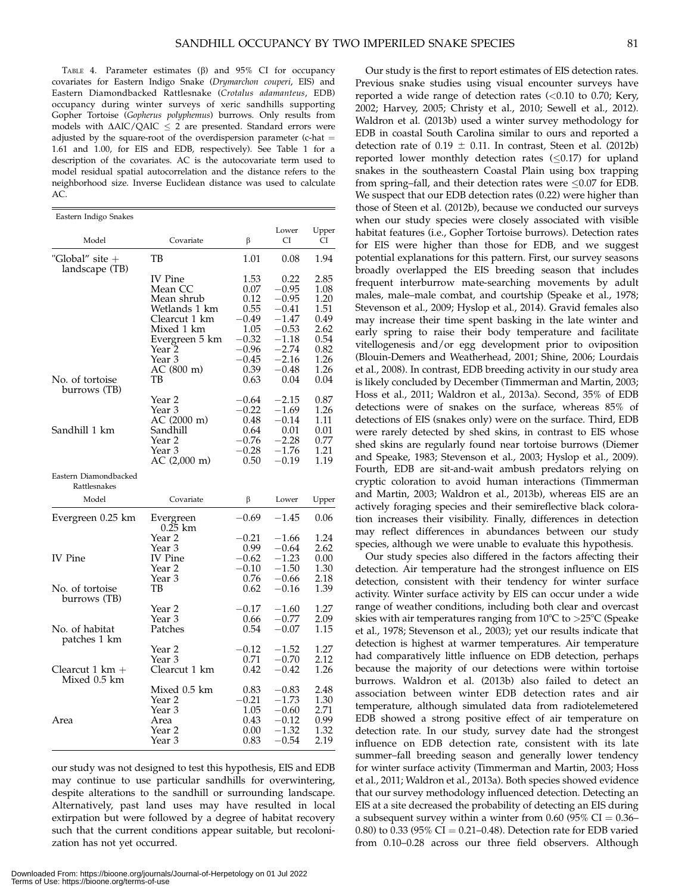TABLE 4. Parameter estimates (β) and 95% CI for occupancy covariates for Eastern Indigo Snake (*Drymarchon couperi*, EIS) and Eastern Diamondbacked Rattlesnake (*Crotalus adamanteus*, EDB) occupancy during winter surveys of xeric sandhills supporting Gopher Tortoise (*Gopherus polyphemus*) burrows. Only results from models with ΔAIC/QAIC ≤ 2 are presented. Standard errors were adjusted by the square-root of the overdispersion parameter (c-hat = 1.61 and 1.00, for EIS and EDB, respectively). See Table 1 for a description of the covariates. AC is the autocovariate term used to model residual spatial autocorrelation and the distance refers to the neighborhood size. Inverse Euclidean distance was used to calculate AC.

Eastern Indigo Snakes

| Model | Covariate | β | Lower CI | Upper CI |
|---|---|---|---|---|
| "Global" site + landscape (TB) | TB | 1.01 | 0.08 | 1.94 |
| | IV Pine | 1.53 | 0.22 | 2.85 |
| | Mean CC | 0.07 | −0.95 | 1.08 |
| | Mean shrub | 0.12 | −0.95 | 1.20 |
| | Wetlands 1 km | 0.55 | −0.41 | 1.51 |
| | Clearcut 1 km | −0.49 | −1.47 | 0.49 |
| | Mixed 1 km | 1.05 | −0.53 | 2.62 |
| | Evergreen 5 km | −0.32 | −1.18 | 0.54 |
| | Year 2 | −0.96 | −2.74 | 0.82 |
| | Year 3 | −0.45 | −2.16 | 1.26 |
| | AC (800 m) | 0.39 | −0.48 | 1.26 |
| No. of tortoise burrows (TB) | TB | 0.63 | 0.04 | 0.04 |
| | Year 2 | −0.64 | −2.15 | 0.87 |
| | Year 3 | −0.22 | −1.69 | 1.26 |
| | AC (2000 m) | 0.48 | −0.14 | 1.11 |
| Sandhill 1 km | Sandhill | 0.64 | 0.01 | 0.01 |
| | Year 2 | −0.76 | −2.28 | 0.77 |
| | Year 3 | −0.28 | −1.76 | 1.21 |
| | AC (2,000 m) | 0.50 | −0.19 | 1.19 |

Eastern Diamondbacked Rattlesnakes

| Model | Covariate | β | Lower | Upper |
|---|---|---|---|---|
| Evergreen 0.25 km | Evergreen 0.25 km | −0.69 | −1.45 | 0.06 |
| | Year 2 | −0.21 | −1.66 | 1.24 |
| | Year 3 | 0.99 | −0.64 | 2.62 |
| IV Pine | IV Pine | −0.62 | −1.23 | 0.00 |
| | Year 2 | −0.10 | −1.50 | 1.30 |
| | Year 3 | 0.76 | −0.66 | 2.18 |
| No. of tortoise burrows (TB) | TB | 0.62 | −0.16 | 1.39 |
| | Year 2 | −0.17 | −1.60 | 1.27 |
| | Year 3 | 0.66 | −0.77 | 2.09 |
| No. of habitat patches 1 km | Patches | 0.54 | −0.07 | 1.15 |
| | Year 2 | −0.12 | −1.52 | 1.27 |
| | Year 3 | 0.71 | −0.70 | 2.12 |
| Clearcut 1 km + Mixed 0.5 km | Clearcut 1 km | 0.42 | −0.42 | 1.26 |
| | Mixed 0.5 km | 0.83 | −0.83 | 2.48 |
| | Year 2 | −0.21 | −1.73 | 1.30 |
| | Year 3 | 1.05 | −0.60 | 2.71 |
| Area | Area | 0.43 | −0.12 | 0.99 |
| | Year 2 | 0.00 | −1.32 | 1.32 |
| | Year 3 | 0.83 | −0.54 | 2.19 |

our study was not designed to test this hypothesis, EIS and EDB may continue to use particular sandhills for overwintering, despite alterations to the sandhill or surrounding landscape. Alternatively, past land uses may have resulted in local extirpation but were followed by a degree of habitat recovery such that the current conditions appear suitable, but recolonization has not yet occurred.

Our study is the first to report estimates of EIS detection rates. Previous snake studies using visual encounter surveys have reported a wide range of detection rates (<0.10 to 0.70; Kery, 2002; Harvey, 2005; Christy et al., 2010; Sewell et al., 2012). Waldron et al. (2013b) used a winter survey methodology for EDB in coastal South Carolina similar to ours and reported a detection rate of 0.19 ± 0.11. In contrast, Steen et al. (2012b) reported lower monthly detection rates (≤0.17) for upland snakes in the southeastern Coastal Plain using box trapping from spring–fall, and their detection rates were ≤0.07 for EDB. We suspect that our EDB detection rates (0.22) were higher than those of Steen et al. (2012b), because we conducted our surveys when our study species were closely associated with visible habitat features (i.e., Gopher Tortoise burrows). Detection rates for EIS were higher than those for EDB, and we suggest potential explanations for this pattern. First, our survey seasons broadly overlapped the EIS breeding season that includes frequent interburrow mate-searching movements by adult males, male–male combat, and courtship (Speake et al., 1978; Stevenson et al., 2009; Hyslop et al., 2014). Gravid females also may increase their time spent basking in the late winter and early spring to raise their body temperature and facilitate vitellogenesis and/or egg development prior to oviposition (Blouin-Demers and Weatherhead, 2001; Shine, 2006; Lourdais et al., 2008). In contrast, EDB breeding activity in our study area is likely concluded by December (Timmerman and Martin, 2003; Hoss et al., 2011; Waldron et al., 2013a). Second, 35% of EDB detections were of snakes on the surface, whereas 85% of detections of EIS (snakes only) were on the surface. Third, EDB were rarely detected by shed skins, in contrast to EIS whose shed skins are regularly found near tortoise burrows (Diemer and Speake, 1983; Stevenson et al., 2003; Hyslop et al., 2009). Fourth, EDB are sit-and-wait ambush predators relying on cryptic coloration to avoid human interactions (Timmerman and Martin, 2003; Waldron et al., 2013b), whereas EIS are an actively foraging species and their semireflective black coloration increases their visibility. Finally, differences in detection may reflect differences in abundances between our study species, although we were unable to evaluate this hypothesis.

Our study species also differed in the factors affecting their detection. Air temperature had the strongest influence on EIS detection, consistent with their tendency for winter surface activity. Winter surface activity by EIS can occur under a wide range of weather conditions, including both clear and overcast skies with air temperatures ranging from 10°C to >25°C (Speake et al., 1978; Stevenson et al., 2003); yet our results indicate that detection is highest at warmer temperatures. Air temperature had comparatively little influence on EDB detection, perhaps because the majority of our detections were within tortoise burrows. Waldron et al. (2013b) also failed to detect an association between winter EDB detection rates and air temperature, although simulated data from radiotelemetered EDB showed a strong positive effect of air temperature on detection rate. In our study, survey date had the strongest influence on EDB detection rate, consistent with its late summer–fall breeding season and generally lower tendency for winter surface activity (Timmerman and Martin, 2003; Hoss et al., 2011; Waldron et al., 2013a). Both species showed evidence that our survey methodology influenced detection. Detecting an EIS at a site decreased the probability of detecting an EIS during a subsequent survey within a winter from 0.60 (95% CI = 0.36–0.80) to 0.33 (95% CI = 0.21–0.48). Detection rate for EDB varied from 0.10–0.28 across our three field observers. Although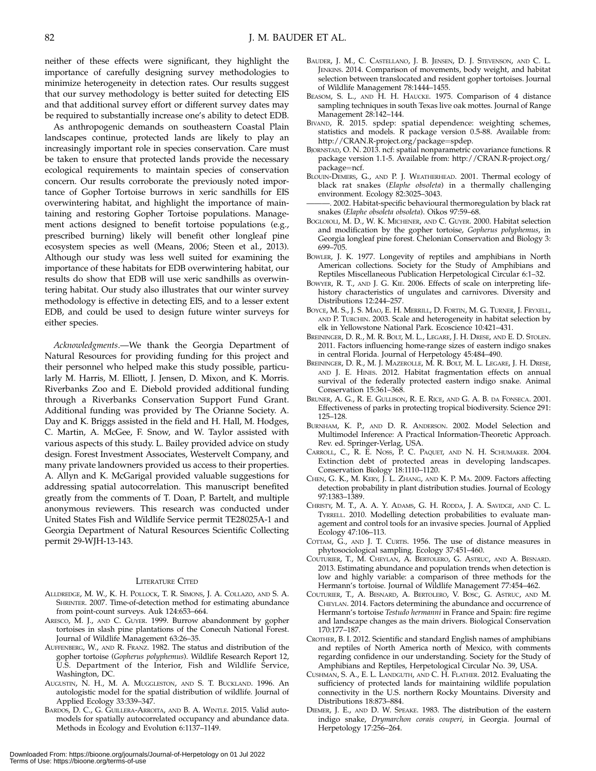neither of these effects were significant, they highlight the importance of carefully designing survey methodologies to minimize heterogeneity in detection rates. Our results suggest that our survey methodology is better suited for detecting EIS and that additional survey effort or different survey dates may be required to substantially increase one's ability to detect EDB.

As anthropogenic demands on southeastern Coastal Plain landscapes continue, protected lands are likely to play an increasingly important role in species conservation. Care must be taken to ensure that protected lands provide the necessary ecological requirements to maintain species of conservation concern. Our results corroborate the previously noted importance of Gopher Tortoise burrows in xeric sandhills for EIS overwintering habitat, and highlight the importance of maintaining and restoring Gopher Tortoise populations. Management actions designed to benefit tortoise populations (e.g., prescribed burning) likely will benefit other longleaf pine ecosystem species as well (Means, 2006; Steen et al., 2013). Although our study was less well suited for examining the importance of these habitats for EDB overwintering habitat, our results do show that EDB will use xeric sandhills as overwintering habitat. Our study also illustrates that our winter survey methodology is effective in detecting EIS, and to a lesser extent EDB, and could be used to design future winter surveys for either species.

*Acknowledgments*.—We thank the Georgia Department of Natural Resources for providing funding for this project and their personnel who helped make this study possible, particularly M. Harris, M. Elliott, J. Jensen, D. Mixon, and K. Morris. Riverbanks Zoo and E. Diebold provided additional funding through a Riverbanks Conservation Support Fund Grant. Additional funding was provided by The Orianne Society. A. Day and K. Briggs assisted in the field and H. Hall, M. Hodges, C. Martin, A. McGee, F. Snow, and W. Taylor assisted with various aspects of this study. L. Bailey provided advice on study design. Forest Investment Associates, Westervelt Company, and many private landowners provided us access to their properties. A. Allyn and K. McGarigal provided valuable suggestions for addressing spatial autocorrelation. This manuscript benefited greatly from the comments of T. Doan, P. Bartelt, and multiple anonymous reviewers. This research was conducted under United States Fish and Wildlife Service permit TE28025A-1 and Georgia Department of Natural Resources Scientific Collecting permit 29-WJH-13-143.

## Literature Cited

Alldredge, M. W., K. H. Pollock, T. R. Simons, J. A. Collazo, and S. A. Shrinter. 2007. Time-of-detection method for estimating abundance from point-count surveys. Auk 124:653–664.

Aresco, M. J., and C. Guyer. 1999. Burrow abandonment by gopher tortoises in slash pine plantations of the Conecuh National Forest. Journal of Wildlife Management 63:26–35.

Auffenberg, W., and R. Franz. 1982. The status and distribution of the gopher tortoise (*Gopherus polyphemus*). Wildlife Research Report 12, U.S. Department of the Interior, Fish and Wildlife Service, Washington, DC.

Augustin, N. H., M. A. Muggleston, and S. T. Buckland. 1996. An autologistic model for the spatial distribution of wildlife. Journal of Applied Ecology 33:339–347.

Bardos, D. C., G. Guillera-Arroita, and B. A. Wintle. 2015. Valid automodels for spatially autocorrelated occupancy and abundance data. Methods in Ecology and Evolution 6:1137–1149.

Bauder, J. M., C. Castellano, J. B. Jensen, D. J. Stevenson, and C. L. Jenkins. 2014. Comparison of movements, body weight, and habitat selection between translocated and resident gopher tortoises. Journal of Wildlife Management 78:1444–1455.

Beasom, S. L., and H. H. Haucke. 1975. Comparison of 4 distance sampling techniques in south Texas live oak mottes. Journal of Range Management 28:142–144.

Bivand, R. 2015. spdep: spatial dependence: weighting schemes, statistics and models. R package version 0.5-88. Available from: http://CRAN.R-project.org/package=spdep.

Bjornstad, O. N. 2013. ncf: spatial nonparametric covariance functions. R package version 1.1-5. Available from: http://CRAN.R-project.org/package=ncf.

Blouin-Demers, G., and P. J. Weatherhead. 2001. Thermal ecology of black rat snakes (*Elaphe obsoleta*) in a thermally challenging environment. Ecology 82:3025–3043.

———. 2002. Habitat-specific behavioural thermoregulation by black rat snakes (*Elaphe obsoleta obsoleta*). Oikos 97:59–68.

Bogloioli, M. D., W. K. Michener, and C. Guyer. 2000. Habitat selection and modification by the gopher tortoise, *Gopherus polyphemus*, in Georgia longleaf pine forest. Chelonian Conservation and Biology 3: 699–705.

Bowler, J. K. 1977. Longevity of reptiles and amphibians in North American collections. Society for the Study of Amphibians and Reptiles Miscellaneous Publication Herpetological Circular 6:1–32.

Bowyer, R. T., and J. G. Kie. 2006. Effects of scale on interpreting life-history characteristics of ungulates and carnivores. Diversity and Distributions 12:244–257.

Boyce, M. S., J. S. Mao, E. H. Merrill, D. Fortin, M. G. Turner, J. Fryxell, and P. Turchin. 2003. Scale and heterogeneity in habitat selection by elk in Yellowstone National Park. Ecoscience 10:421–431.

Breininger, D. R., M. R. Bolt, M. L., Legare, J. H. Drese, and E. D. Stolen. 2011. Factors influencing home-range sizes of eastern indigo snakes in central Florida. Journal of Herpetology 45:484–490.

Breininger, D. R., M. J. Mazerolle, M. R. Bolt, M. L. Legare, J. H. Drese, and J. E. Hines. 2012. Habitat fragmentation effects on annual survival of the federally protected eastern indigo snake. Animal Conservation 15:361–368.

Bruner, A. G., R. E. Gullison, R. E. Rice, and G. A. B. da Fonseca. 2001. Effectiveness of parks in protecting tropical biodiversity. Science 291: 125–128.

Burnham, K. P., and D. R. Anderson. 2002. Model Selection and Multimodel Inference: A Practical Information-Theoretic Approach. Rev. ed. Springer-Verlag, USA.

Carroll, C., R. E. Noss, P. C. Paquet, and N. H. Schumaker. 2004. Extinction debt of protected areas in developing landscapes. Conservation Biology 18:1110–1120.

Chen, G. K., M. Kery, J. L. Zhang, and K. P. Ma. 2009. Factors affecting detection probability in plant distribution studies. Journal of Ecology 97:1383–1389.

Christy, M. T., A. A. Y. Adams, G. H. Rodda, J. A. Savidge, and C. L. Tyrrell. 2010. Modelling detection probabilities to evaluate management and control tools for an invasive species. Journal of Applied Ecology 47:106–113.

Cottam, G., and J. T. Curtis. 1956. The use of distance measures in phytosociological sampling. Ecology 37:451–460.

Couturier, T., M. Cheylan, A. Bertolero, G. Astruc, and A. Besnard. 2013. Estimating abundance and population trends when detection is low and highly variable: a comparison of three methods for the Hermann's tortoise. Journal of Wildlife Management 77:454–462.

Couturier, T., A. Besnard, A. Bertolero, V. Bosc, G. Astruc, and M. Cheylan. 2014. Factors determining the abundance and occurrence of Hermann's tortoise *Testudo hermanni* in France and Spain: fire regime and landscape changes as the main drivers. Biological Conservation 170:177–187.

Crother, B. I. 2012. Scientific and standard English names of amphibians and reptiles of North America north of Mexico, with comments regarding confidence in our understanding. Society for the Study of Amphibians and Reptiles, Herpetological Circular No. 39, USA.

Cushman, S. A., E. L. Landguth, and C. H. Flather. 2012. Evaluating the sufficiency of protected lands for maintaining wildlife population connectivity in the U.S. northern Rocky Mountains. Diversity and Distributions 18:873–884.

Diemer, J. E., and D. W. Speake. 1983. The distribution of the eastern indigo snake, *Drymarchon corais couperi*, in Georgia. Journal of Herpetology 17:256–264.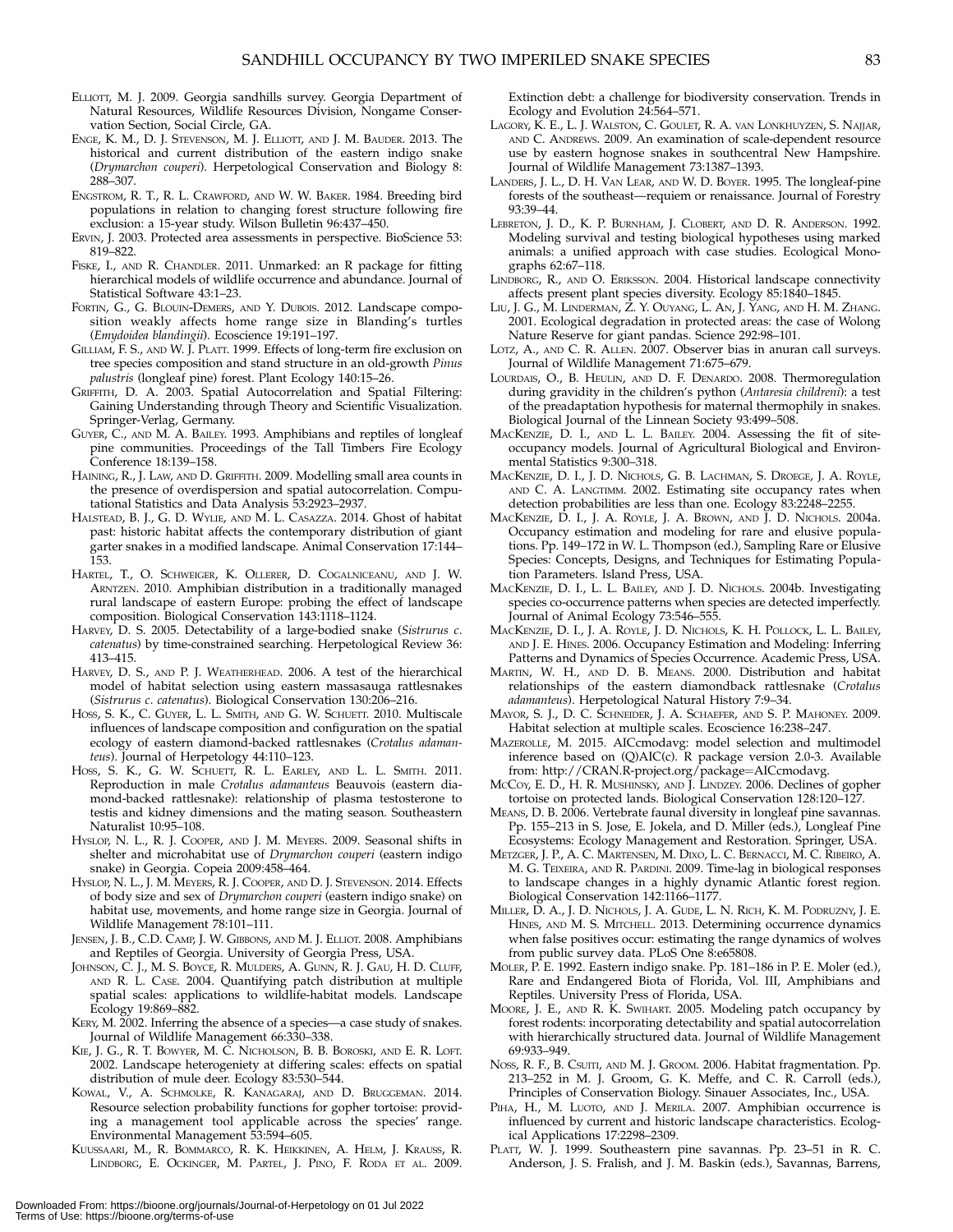ELLIOTT, M. J. 2009. Georgia sandhills survey. Georgia Department of Natural Resources, Wildlife Resources Division, Nongame Conservation Section, Social Circle, GA.

ENGE, K. M., D. J. STEVENSON, M. J. ELLIOTT, AND J. M. BAUDER. 2013. The historical and current distribution of the eastern indigo snake (*Drymarchon couperi*). Herpetological Conservation and Biology 8: 288–307.

ENGSTROM, R. T., R. L. CRAWFORD, AND W. W. BAKER. 1984. Breeding bird populations in relation to changing forest structure following fire exclusion: a 15-year study. Wilson Bulletin 96:437–450.

ERVIN, J. 2003. Protected area assessments in perspective. BioScience 53: 819–822.

FISKE, I., AND R. CHANDLER. 2011. Unmarked: an R package for fitting hierarchical models of wildlife occurrence and abundance. Journal of Statistical Software 43:1–23.

FORTIN, G., G. BLOUIN-DEMERS, AND Y. DUBOIS. 2012. Landscape composition weakly affects home range size in Blanding's turtles (*Emydoidea blandingii*). Ecoscience 19:191–197.

GILLIAM, F. S., AND W. J. PLATT. 1999. Effects of long-term fire exclusion on tree species composition and stand structure in an old-growth *Pinus palustris* (longleaf pine) forest. Plant Ecology 140:15–26.

GRIFFITH, D. A. 2003. Spatial Autocorrelation and Spatial Filtering: Gaining Understanding through Theory and Scientific Visualization. Springer-Verlag, Germany.

GUYER, C., AND M. A. BAILEY. 1993. Amphibians and reptiles of longleaf pine communities. Proceedings of the Tall Timbers Fire Ecology Conference 18:139–158.

HAINING, R., J. LAW, AND D. GRIFFITH. 2009. Modelling small area counts in the presence of overdispersion and spatial autocorrelation. Computational Statistics and Data Analysis 53:2923–2937.

HALSTEAD, B. J., G. D. WYLIE, AND M. L. CASAZZA. 2014. Ghost of habitat past: historic habitat affects the contemporary distribution of giant garter snakes in a modified landscape. Animal Conservation 17:144–153.

HARTEL, T., O. SCHWEIGER, K. OLLERER, D. COGALNICEANU, AND J. W. ARNTZEN. 2010. Amphibian distribution in a traditionally managed rural landscape of eastern Europe: probing the effect of landscape composition. Biological Conservation 143:1118–1124.

HARVEY, D. S. 2005. Detectability of a large-bodied snake (*Sistrurus c. catenatus*) by time-constrained searching. Herpetological Review 36: 413–415.

HARVEY, D. S., AND P. J. WEATHERHEAD. 2006. A test of the hierarchical model of habitat selection using eastern massasauga rattlesnakes (*Sistrurus c. catenatus*). Biological Conservation 130:206–216.

HOSS, S. K., C. GUYER, L. L. SMITH, AND G. W. SCHUETT. 2010. Multiscale influences of landscape composition and configuration on the spatial ecology of eastern diamond-backed rattlesnakes (*Crotalus adamanteus*). Journal of Herpetology 44:110–123.

HOSS, S. K., G. W. SCHUETT, R. L. EARLEY, AND L. L. SMITH. 2011. Reproduction in male *Crotalus adamanteus* Beauvois (eastern diamond-backed rattlesnake): relationship of plasma testosterone to testis and kidney dimensions and the mating season. Southeastern Naturalist 10:95–108.

HYSLOP, N. L., R. J. COOPER, AND J. M. MEYERS. 2009. Seasonal shifts in shelter and microhabitat use of *Drymarchon couperi* (eastern indigo snake) in Georgia. Copeia 2009:458–464.

HYSLOP, N. L., J. M. MEYERS, R. J. COOPER, AND D. J. STEVENSON. 2014. Effects of body size and sex of *Drymarchon couperi* (eastern indigo snake) on habitat use, movements, and home range size in Georgia. Journal of Wildlife Management 78:101–111.

JENSEN, J. B., C.D. CAMP, J. W. GIBBONS, AND M. J. ELLIOT. 2008. Amphibians and Reptiles of Georgia. University of Georgia Press, USA.

JOHNSON, C. J., M. S. BOYCE, R. MULDERS, A. GUNN, R. J. GAU, H. D. CLUFF, AND R. L. CASE. 2004. Quantifying patch distribution at multiple spatial scales: applications to wildlife-habitat models. Landscape Ecology 19:869–882.

KERY, M. 2002. Inferring the absence of a species—a case study of snakes. Journal of Wildlife Management 66:330–338.

KIE, J. G., R. T. BOWYER, M. C. NICHOLSON, B. B. BOROSKI, AND E. R. LOFT. 2002. Landscape heterogeneity at differing scales: effects on spatial distribution of mule deer. Ecology 83:530–544.

KOWAL, V., A. SCHMOLKE, R. KANAGARAJ, AND D. BRUGGEMAN. 2014. Resource selection probability functions for gopher tortoise: providing a management tool applicable across the species' range. Environmental Management 53:594–605.

KUUSSAARI, M., R. BOMMARCO, R. K. HEIKKINEN, A. HELM, J. KRAUSS, R. LINDBORG, E. OCKINGER, M. PARTEL, J. PINO, F. RODA ET AL. 2009. Extinction debt: a challenge for biodiversity conservation. Trends in Ecology and Evolution 24:564–571.

LAGORY, K. E., L. J. WALSTON, C. GOULET, R. A. VAN LONKHUYZEN, S. NAJJAR, AND C. ANDREWS. 2009. An examination of scale-dependent resource use by eastern hognose snakes in southcentral New Hampshire. Journal of Wildlife Management 73:1387–1393.

LANDERS, J. L., D. H. VAN LEAR, AND W. D. BOYER. 1995. The longleaf-pine forests of the southeast—requiem or renaissance. Journal of Forestry 93:39–44.

LEBRETON, J. D., K. P. BURNHAM, J. CLOBERT, AND D. R. ANDERSON. 1992. Modeling survival and testing biological hypotheses using marked animals: a unified approach with case studies. Ecological Monographs 62:67–118.

LINDBORG, R., AND O. ERIKSSON. 2004. Historical landscape connectivity affects present plant species diversity. Ecology 85:1840–1845.

LIU, J. G., M. LINDERMAN, Z. Y. OUYANG, L. AN, J. YANG, AND H. M. ZHANG. 2001. Ecological degradation in protected areas: the case of Wolong Nature Reserve for giant pandas. Science 292:98–101.

LOTZ, A., AND C. R. ALLEN. 2007. Observer bias in anuran call surveys. Journal of Wildlife Management 71:675–679.

LOURDAIS, O., B. HEULIN, AND D. F. DENARDO. 2008. Thermoregulation during gravidity in the children's python (*Antaresia childreni*): a test of the preadaptation hypothesis for maternal thermophily in snakes. Biological Journal of the Linnean Society 93:499–508.

MACKENZIE, D. I., AND L. L. BAILEY. 2004. Assessing the fit of site-occupancy models. Journal of Agricultural Biological and Environmental Statistics 9:300–318.

MACKENZIE, D. I., J. D. NICHOLS, G. B. LACHMAN, S. DROEGE, J. A. ROYLE, AND C. A. LANGTIMM. 2002. Estimating site occupancy rates when detection probabilities are less than one. Ecology 83:2248–2255.

MACKENZIE, D. I., J. A. ROYLE, J. A. BROWN, AND J. D. NICHOLS. 2004a. Occupancy estimation and modeling for rare and elusive populations. Pp. 149–172 in W. L. Thompson (ed.), Sampling Rare or Elusive Species: Concepts, Designs, and Techniques for Estimating Population Parameters. Island Press, USA.

MACKENZIE, D. I., L. L. BAILEY, AND J. D. NICHOLS. 2004b. Investigating species co-occurrence patterns when species are detected imperfectly. Journal of Animal Ecology 73:546–555.

MACKENZIE, D. I., J. A. ROYLE, J. D. NICHOLS, K. H. POLLOCK, L. L. BAILEY, AND J. E. HINES. 2006. Occupancy Estimation and Modeling: Inferring Patterns and Dynamics of Species Occurrence. Academic Press, USA.

MARTIN, W. H., AND D. B. MEANS. 2000. Distribution and habitat relationships of the eastern diamondback rattlesnake (*Crotalus adamanteus*). Herpetological Natural History 7:9–34.

MAYOR, S. J., D. C. SCHNEIDER, J. A. SCHAEFER, AND S. P. MAHONEY. 2009. Habitat selection at multiple scales. Ecoscience 16:238–247.

MAZEROLLE, M. 2015. AICcmodavg: model selection and multimodel inference based on (Q)AIC(c). R package version 2.0-3. Available from: http://CRAN.R-project.org/package=AICcmodavg.

MCCOY, E. D., H. R. MUSHINSKY, AND J. LINDZEY. 2006. Declines of gopher tortoise on protected lands. Biological Conservation 128:120–127.

MEANS, D. B. 2006. Vertebrate faunal diversity in longleaf pine savannas. Pp. 155–213 in S. Jose, E. Jokela, and D. Miller (eds.), Longleaf Pine Ecosystems: Ecology Management and Restoration. Springer, USA.

METZGER, J. P., A. C. MARTENSEN, M. DIXO, L. C. BERNACCI, M. C. RIBEIRO, A. M. G. TEIXEIRA, AND R. PARDINI. 2009. Time-lag in biological responses to landscape changes in a highly dynamic Atlantic forest region. Biological Conservation 142:1166–1177.

MILLER, D. A., J. D. NICHOLS, J. A. GUDE, L. N. RICH, K. M. PODRUZNY, J. E. HINES, AND M. S. MITCHELL. 2013. Determining occurrence dynamics when false positives occur: estimating the range dynamics of wolves from public survey data. PLoS One 8:e65808.

MOLER, P. E. 1992. Eastern indigo snake. Pp. 181–186 in P. E. Moler (ed.), Rare and Endangered Biota of Florida, Vol. III, Amphibians and Reptiles. University Press of Florida, USA.

MOORE, J. E., AND R. K. SWIHART. 2005. Modeling patch occupancy by forest rodents: incorporating detectability and spatial autocorrelation with hierarchically structured data. Journal of Wildlife Management 69:933–949.

NOSS, R. F., B. CSUTI, AND M. J. GROOM. 2006. Habitat fragmentation. Pp. 213–252 in M. J. Groom, G. K. Meffe, and C. R. Carroll (eds.), Principles of Conservation Biology. Sinauer Associates, Inc., USA.

PIHA, H., M. LUOTO, AND J. MERILA. 2007. Amphibian occurrence is influenced by current and historic landscape characteristics. Ecological Applications 17:2298–2309.

PLATT, W. J. 1999. Southeastern pine savannas. Pp. 23–51 in R. C. Anderson, J. S. Fralish, and J. M. Baskin (eds.), Savannas, Barrens,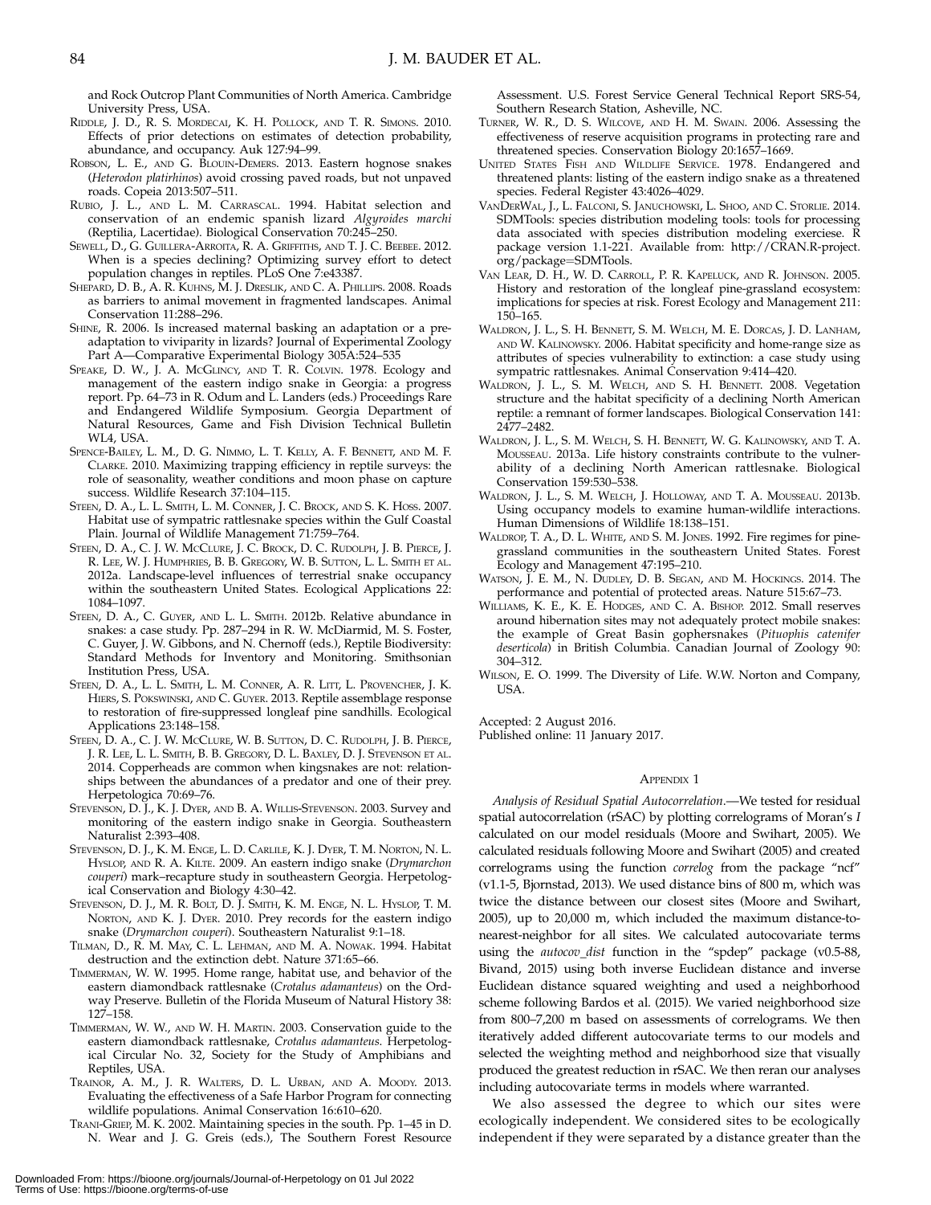and Rock Outcrop Plant Communities of North America. Cambridge University Press, USA.

Riddle, J. D., R. S. Mordecai, K. H. Pollock, and T. R. Simons. 2010. Effects of prior detections on estimates of detection probability, abundance, and occupancy. Auk 127:94–99.

Robson, L. E., and G. Blouin-Demers. 2013. Eastern hognose snakes (*Heterodon platirhinos*) avoid crossing paved roads, but not unpaved roads. Copeia 2013:507–511.

Rubio, J. L., and L. M. Carrascal. 1994. Habitat selection and conservation of an endemic spanish lizard *Algyroides marchi* (Reptilia, Lacertidae). Biological Conservation 70:245–250.

Sewell, D., G. Guillera-Arroita, R. A. Griffiths, and T. J. C. Beebee. 2012. When is a species declining? Optimizing survey effort to detect population changes in reptiles. PLoS One 7:e43387.

Shepard, D. B., A. R. Kuhns, M. J. Dreslik, and C. A. Phillips. 2008. Roads as barriers to animal movement in fragmented landscapes. Animal Conservation 11:288–296.

Shine, R. 2006. Is increased maternal basking an adaptation or a pre-adaptation to viviparity in lizards? Journal of Experimental Zoology Part A—Comparative Experimental Biology 305A:524–535

Speake, D. W., J. A. McGlincy, and T. R. Colvin. 1978. Ecology and management of the eastern indigo snake in Georgia: a progress report. Pp. 64–73 in R. Odum and L. Landers (eds.) Proceedings Rare and Endangered Wildlife Symposium. Georgia Department of Natural Resources, Game and Fish Division Technical Bulletin WL4, USA.

Spence-Bailey, L. M., D. G. Nimmo, L. T. Kelly, A. F. Bennett, and M. F. Clarke. 2010. Maximizing trapping efficiency in reptile surveys: the role of seasonality, weather conditions and moon phase on capture success. Wildlife Research 37:104–115.

Steen, D. A., L. L. Smith, L. M. Conner, J. C. Brock, and S. K. Hoss. 2007. Habitat use of sympatric rattlesnake species within the Gulf Coastal Plain. Journal of Wildlife Management 71:759–764.

Steen, D. A., C. J. W. McClure, J. C. Brock, D. C. Rudolph, J. B. Pierce, J. R. Lee, W. J. Humphries, B. B. Gregory, W. B. Sutton, L. L. Smith et al. 2012a. Landscape-level influences of terrestrial snake occupancy within the southeastern United States. Ecological Applications 22: 1084–1097.

Steen, D. A., C. Guyer, and L. L. Smith. 2012b. Relative abundance in snakes: a case study. Pp. 287–294 in R. W. McDiarmid, M. S. Foster, C. Guyer, J. W. Gibbons, and N. Chernoff (eds.), Reptile Biodiversity: Standard Methods for Inventory and Monitoring. Smithsonian Institution Press, USA.

Steen, D. A., L. L. Smith, L. M. Conner, A. R. Litt, L. Provencher, J. K. Hiers, S. Pokswinski, and C. Guyer. 2013. Reptile assemblage response to restoration of fire-suppressed longleaf pine sandhills. Ecological Applications 23:148–158.

Steen, D. A., C. J. W. McClure, W. B. Sutton, D. C. Rudolph, J. B. Pierce, J. R. Lee, L. L. Smith, B. B. Gregory, D. L. Baxley, D. J. Stevenson et al. 2014. Copperheads are common when kingsnakes are not: relationships between the abundances of a predator and one of their prey. Herpetologica 70:69–76.

Stevenson, D. J., K. J. Dyer, and B. A. Willis-Stevenson. 2003. Survey and monitoring of the eastern indigo snake in Georgia. Southeastern Naturalist 2:393–408.

Stevenson, D. J., K. M. Enge, L. D. Carlile, K. J. Dyer, T. M. Norton, N. L. Hyslop, and R. A. Kiltie. 2009. An eastern indigo snake (*Drymarchon couperi*) mark–recapture study in southeastern Georgia. Herpetological Conservation and Biology 4:30–42.

Stevenson, D. J., M. R. Bolt, D. J. Smith, K. M. Enge, N. L. Hyslop, T. M. Norton, and K. J. Dyer. 2010. Prey records for the eastern indigo snake (*Drymarchon couperi*). Southeastern Naturalist 9:1–18.

Tilman, D., R. M. May, C. L. Lehman, and M. A. Nowak. 1994. Habitat destruction and the extinction debt. Nature 371:65–66.

Timmerman, W. W. 1995. Home range, habitat use, and behavior of the eastern diamondback rattlesnake (*Crotalus adamanteus*) on the Ordway Preserve. Bulletin of the Florida Museum of Natural History 38: 127–158.

Timmerman, W. W., and W. H. Martin. 2003. Conservation guide to the eastern diamondback rattlesnake, *Crotalus adamanteus*. Herpetological Circular No. 32, Society for the Study of Amphibians and Reptiles, USA.

Trainor, A. M., J. R. Walters, D. L. Urban, and A. Moody. 2013. Evaluating the effectiveness of a Safe Harbor Program for connecting wildlife populations. Animal Conservation 16:610–620.

Trani-Griep, M. K. 2002. Maintaining species in the south. Pp. 1–45 in D. N. Wear and J. G. Greis (eds.), The Southern Forest Resource Assessment. U.S. Forest Service General Technical Report SRS-54, Southern Research Station, Asheville, NC.

Turner, W. R., D. S. Wilcove, and H. M. Swain. 2006. Assessing the effectiveness of reserve acquisition programs in protecting rare and threatened species. Conservation Biology 20:1657–1669.

United States Fish and Wildlife Service. 1978. Endangered and threatened plants: listing of the eastern indigo snake as a threatened species. Federal Register 43:4026–4029.

VanDerWal, J., L. Falconi, S. Januchowski, L. Shoo, and C. Storlie. 2014. SDMTools: species distribution modeling tools: tools for processing data associated with species distribution modeling exerciese. R package version 1.1-221. Available from: http://CRAN.R-project.org/package=SDMTools.

Van Lear, D. H., W. D. Carroll, P. R. Kapeluck, and R. Johnson. 2005. History and restoration of the longleaf pine-grassland ecosystem: implications for species at risk. Forest Ecology and Management 211: 150–165.

Waldron, J. L., S. H. Bennett, S. M. Welch, M. E. Dorcas, J. D. Lanham, and W. Kalinowsky. 2006. Habitat specificity and home-range size as attributes of species vulnerability to extinction: a case study using sympatric rattlesnakes. Animal Conservation 9:414–420.

Waldron, J. L., S. M. Welch, and S. H. Bennett. 2008. Vegetation structure and the habitat specificity of a declining North American reptile: a remnant of former landscapes. Biological Conservation 141: 2477–2482.

Waldron, J. L., S. M. Welch, S. H. Bennett, W. G. Kalinowsky, and T. A. Mousseau. 2013a. Life history constraints contribute to the vulnerability of a declining North American rattlesnake. Biological Conservation 159:530–538.

Waldron, J. L., S. M. Welch, J. Holloway, and T. A. Mousseau. 2013b. Using occupancy models to examine human-wildlife interactions. Human Dimensions of Wildlife 18:138–151.

Waldrop, T. A., D. L. White, and S. M. Jones. 1992. Fire regimes for pine-grassland communities in the southeastern United States. Forest Ecology and Management 47:195–210.

Watson, J. E. M., N. Dudley, D. B. Segan, and M. Hockings. 2014. The performance and potential of protected areas. Nature 515:67–73.

Williams, K. E., K. E. Hodges, and C. A. Bishop. 2012. Small reserves around hibernation sites may not adequately protect mobile snakes: the example of Great Basin gophersnakes (*Pituophis catenifer deserticola*) in British Columbia. Canadian Journal of Zoology 90: 304–312.

Wilson, E. O. 1999. The Diversity of Life. W.W. Norton and Company, USA.

Accepted: 2 August 2016.
Published online: 11 January 2017.

## Appendix 1

*Analysis of Residual Spatial Autocorrelation*.—We tested for residual spatial autocorrelation (rSAC) by plotting correlograms of Moran's *I* calculated on our model residuals (Moore and Swihart, 2005). We calculated residuals following Moore and Swihart (2005) and created correlograms using the function *correlog* from the package "ncf" (v1.1-5, Bjornstad, 2013). We used distance bins of 800 m, which was twice the distance between our closest sites (Moore and Swihart, 2005), up to 20,000 m, which included the maximum distance-to-nearest-neighbor for all sites. We calculated autocovariate terms using the *autocov_dist* function in the "spdep" package (v0.5-88, Bivand, 2015) using both inverse Euclidean distance and inverse Euclidean distance squared weighting and used a neighborhood scheme following Bardos et al. (2015). We varied neighborhood size from 800–7,200 m based on assessments of correlograms. We then iteratively added different autocovariate terms to our models and selected the weighting method and neighborhood size that visually produced the greatest reduction in rSAC. We then reran our analyses including autocovariate terms in models where warranted.

We also assessed the degree to which our sites were ecologically independent. We considered sites to be ecologically independent if they were separated by a distance greater than the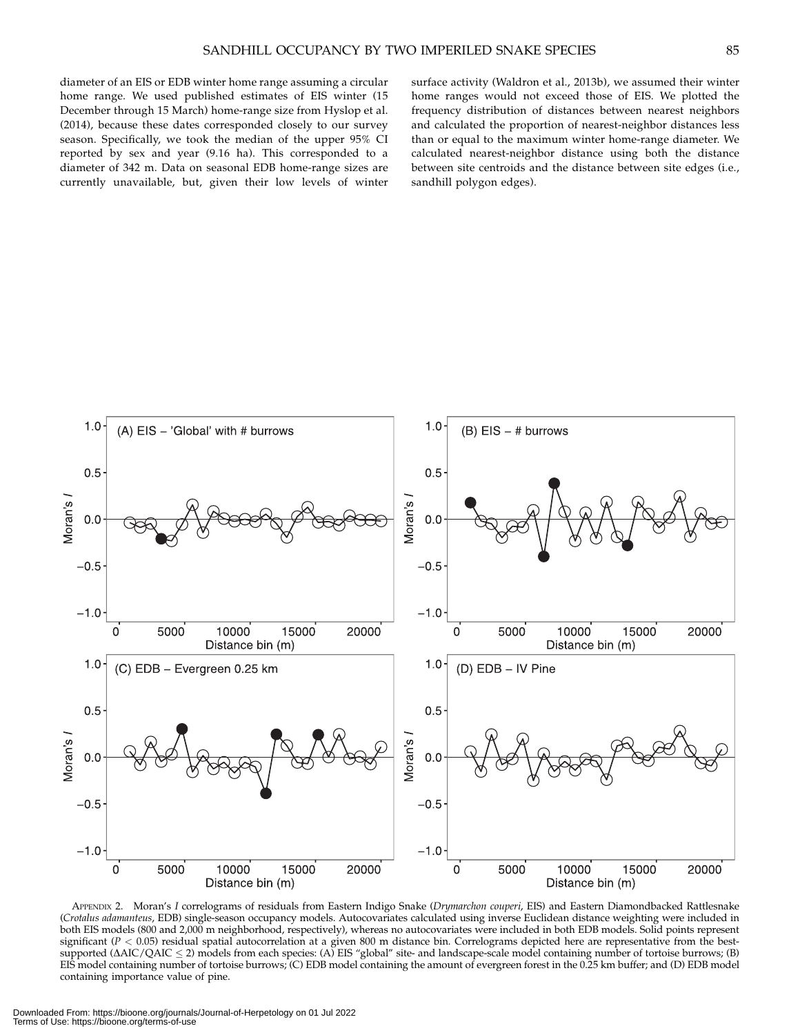diameter of an EIS or EDB winter home range assuming a circular home range. We used published estimates of EIS winter (15 December through 15 March) home-range size from Hyslop et al. (2014), because these dates corresponded closely to our survey season. Specifically, we took the median of the upper 95% CI reported by sex and year (9.16 ha). This corresponded to a diameter of 342 m. Data on seasonal EDB home-range sizes are currently unavailable, but, given their low levels of winter surface activity (Waldron et al., 2013b), we assumed their winter home ranges would not exceed those of EIS. We plotted the frequency distribution of distances between nearest neighbors and calculated the proportion of nearest-neighbor distances less than or equal to the maximum winter home-range diameter. We calculated nearest-neighbor distance using both the distance between site centroids and the distance between site edges (i.e., sandhill polygon edges).

APPENDIX 2. Moran's *I* correlograms of residuals from Eastern Indigo Snake (*Drymarchon couperi*, EIS) and Eastern Diamondbacked Rattlesnake (*Crotalus adamanteus*, EDB) single-season occupancy models. Autocovariates calculated using inverse Euclidean distance weighting were included in both EIS models (800 and 2,000 m neighborhood, respectively), whereas no autocovariates were included in both EDB models. Solid points represent significant ($P < 0.05$) residual spatial autocorrelation at a given 800 m distance bin. Correlograms depicted here are representative from the best-supported ($\Delta$AIC/QAIC $\leq$ 2) models from each species: (A) EIS "global" site- and landscape-scale model containing number of tortoise burrows; (B) EIS model containing number of tortoise burrows; (C) EDB model containing the amount of evergreen forest in the 0.25 km buffer; and (D) EDB model containing importance value of pine.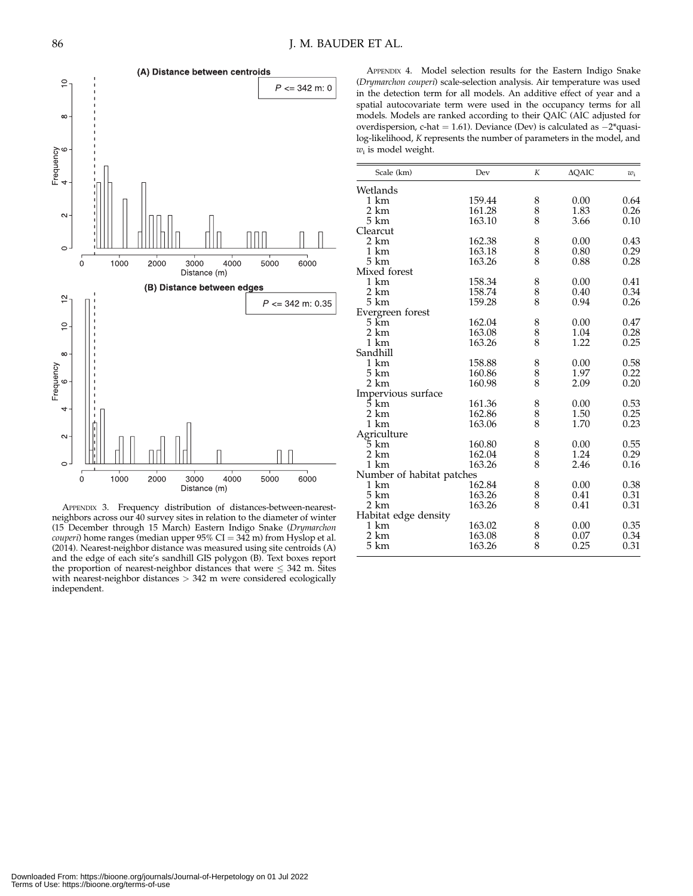APPENDIX 3. Frequency distribution of distances-between-nearest-neighbors across our 40 survey sites in relation to the diameter of winter (15 December through 15 March) Eastern Indigo Snake (*Drymarchon couperi*) home ranges (median upper 95% CI = 342 m) from Hyslop et al. (2014). Nearest-neighbor distance was measured using site centroids (A) and the edge of each site's sandhill GIS polygon (B). Text boxes report the proportion of nearest-neighbor distances that were ≤ 342 m. Sites with nearest-neighbor distances > 342 m were considered ecologically independent.

APPENDIX 4. Model selection results for the Eastern Indigo Snake (*Drymarchon couperi*) scale-selection analysis. Air temperature was used in the detection term for all models. An additive effect of year and a spatial autocovariate term were used in the occupancy terms for all models. Models are ranked according to their QAIC (AIC adjusted for overdispersion, c-hat = 1.61). Deviance (Dev) is calculated as −2*quasi-log-likelihood, *K* represents the number of parameters in the model, and $w_i$ is model weight.

| Scale (km) | Dev | $K$ | ΔQAIC | $w_i$ |
|---|---|---|---|---|
| Wetlands | | | | |
| 1 km | 159.44 | 8 | 0.00 | 0.64 |
| 2 km | 161.28 | 8 | 1.83 | 0.26 |
| 5 km | 163.10 | 8 | 3.66 | 0.10 |
| Clearcut | | | | |
| 2 km | 162.38 | 8 | 0.00 | 0.43 |
| 1 km | 163.18 | 8 | 0.80 | 0.29 |
| 5 km | 163.26 | 8 | 0.88 | 0.28 |
| Mixed forest | | | | |
| 1 km | 158.34 | 8 | 0.00 | 0.41 |
| 2 km | 158.74 | 8 | 0.40 | 0.34 |
| 5 km | 159.28 | 8 | 0.94 | 0.26 |
| Evergreen forest | | | | |
| 5 km | 162.04 | 8 | 0.00 | 0.47 |
| 2 km | 163.08 | 8 | 1.04 | 0.28 |
| 1 km | 163.26 | 8 | 1.22 | 0.25 |
| Sandhill | | | | |
| 1 km | 158.88 | 8 | 0.00 | 0.58 |
| 5 km | 160.86 | 8 | 1.97 | 0.22 |
| 2 km | 160.98 | 8 | 2.09 | 0.20 |
| Impervious surface | | | | |
| 5 km | 161.36 | 8 | 0.00 | 0.53 |
| 2 km | 162.86 | 8 | 1.50 | 0.25 |
| 1 km | 163.06 | 8 | 1.70 | 0.23 |
| Agriculture | | | | |
| 5 km | 160.80 | 8 | 0.00 | 0.55 |
| 2 km | 162.04 | 8 | 1.24 | 0.29 |
| 1 km | 163.26 | 8 | 2.46 | 0.16 |
| Number of habitat patches | | | | |
| 1 km | 162.84 | 8 | 0.00 | 0.38 |
| 5 km | 163.26 | 8 | 0.41 | 0.31 |
| 2 km | 163.26 | 8 | 0.41 | 0.31 |
| Habitat edge density | | | | |
| 1 km | 163.02 | 8 | 0.00 | 0.35 |
| 2 km | 163.08 | 8 | 0.07 | 0.34 |
| 5 km | 163.26 | 8 | 0.25 | 0.31 |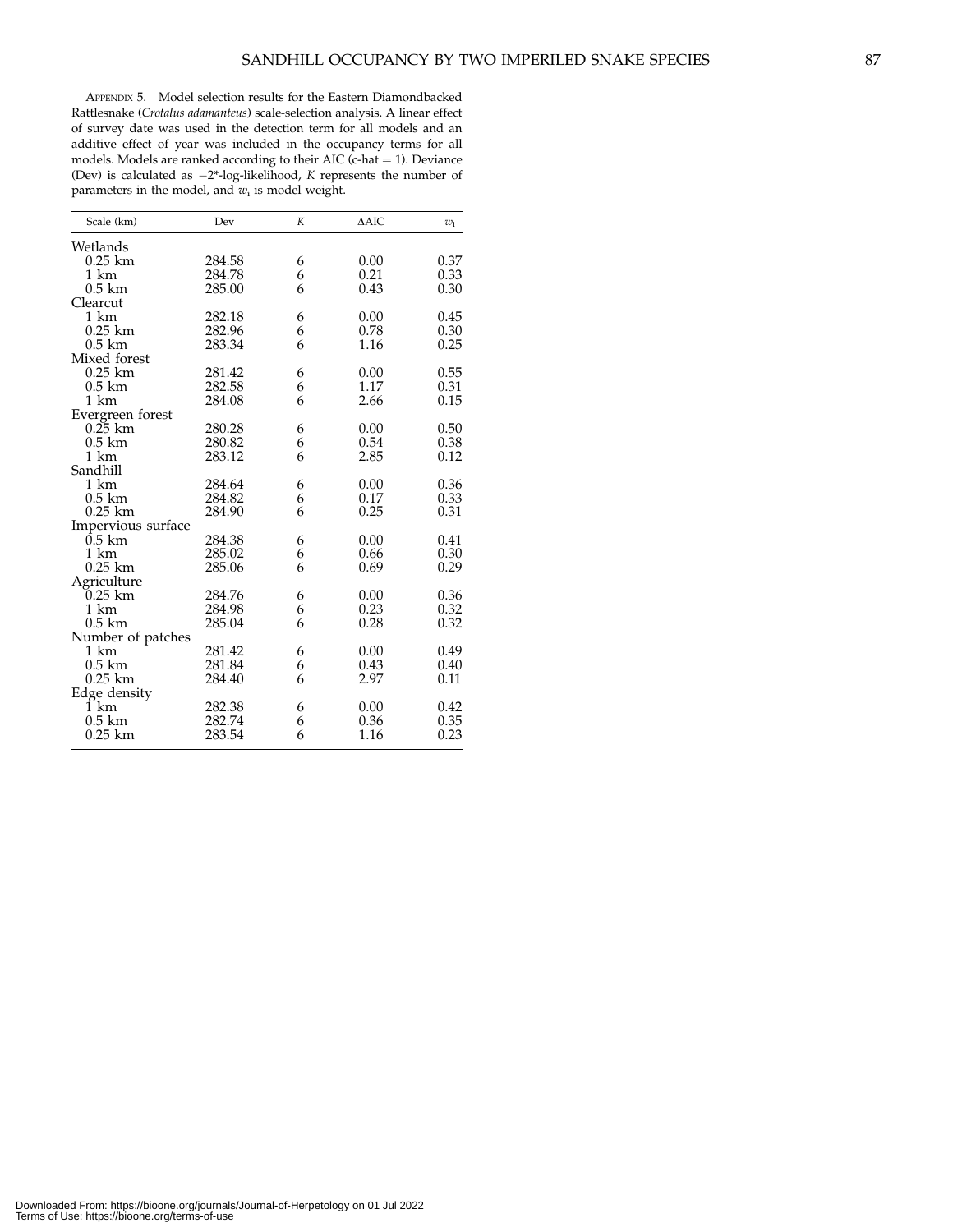APPENDIX 5. Model selection results for the Eastern Diamondbacked Rattlesnake (*Crotalus adamanteus*) scale-selection analysis. A linear effect of survey date was used in the detection term for all models and an additive effect of year was included in the occupancy terms for all models. Models are ranked according to their AIC (c-hat = 1). Deviance (Dev) is calculated as −2*-log-likelihood, *K* represents the number of parameters in the model, and $w_i$ is model weight.

| Scale (km) | Dev | *K* | ΔAIC | $w_i$ |
|---|---|---|---|---|
| Wetlands | | | | |
| 0.25 km | 284.58 | 6 | 0.00 | 0.37 |
| 1 km | 284.78 | 6 | 0.21 | 0.33 |
| 0.5 km | 285.00 | 6 | 0.43 | 0.30 |
| Clearcut | | | | |
| 1 km | 282.18 | 6 | 0.00 | 0.45 |
| 0.25 km | 282.96 | 6 | 0.78 | 0.30 |
| 0.5 km | 283.34 | 6 | 1.16 | 0.25 |
| Mixed forest | | | | |
| 0.25 km | 281.42 | 6 | 0.00 | 0.55 |
| 0.5 km | 282.58 | 6 | 1.17 | 0.31 |
| 1 km | 284.08 | 6 | 2.66 | 0.15 |
| Evergreen forest | | | | |
| 0.25 km | 280.28 | 6 | 0.00 | 0.50 |
| 0.5 km | 280.82 | 6 | 0.54 | 0.38 |
| 1 km | 283.12 | 6 | 2.85 | 0.12 |
| Sandhill | | | | |
| 1 km | 284.64 | 6 | 0.00 | 0.36 |
| 0.5 km | 284.82 | 6 | 0.17 | 0.33 |
| 0.25 km | 284.90 | 6 | 0.25 | 0.31 |
| Impervious surface | | | | |
| 0.5 km | 284.38 | 6 | 0.00 | 0.41 |
| 1 km | 285.02 | 6 | 0.66 | 0.30 |
| 0.25 km | 285.06 | 6 | 0.69 | 0.29 |
| Agriculture | | | | |
| 0.25 km | 284.76 | 6 | 0.00 | 0.36 |
| 1 km | 284.98 | 6 | 0.23 | 0.32 |
| 0.5 km | 285.04 | 6 | 0.28 | 0.32 |
| Number of patches | | | | |
| 1 km | 281.42 | 6 | 0.00 | 0.49 |
| 0.5 km | 281.84 | 6 | 0.43 | 0.40 |
| 0.25 km | 284.40 | 6 | 2.97 | 0.11 |
| Edge density | | | | |
| 1 km | 282.38 | 6 | 0.00 | 0.42 |
| 0.5 km | 282.74 | 6 | 0.36 | 0.35 |
| 0.25 km | 283.54 | 6 | 1.16 | 0.23 |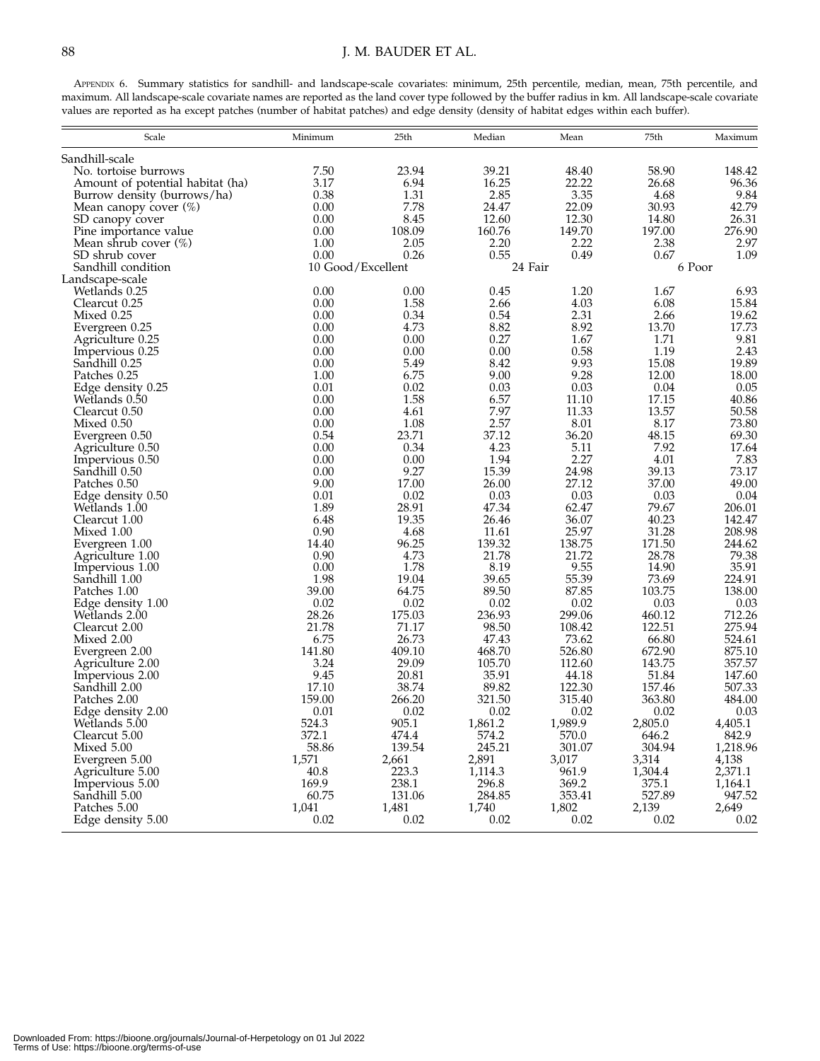Appendix 6. Summary statistics for sandhill- and landscape-scale covariates: minimum, 25th percentile, median, mean, 75th percentile, and maximum. All landscape-scale covariate names are reported as the land cover type followed by the buffer radius in km. All landscape-scale covariate values are reported as ha except patches (number of habitat patches) and edge density (density of habitat edges within each buffer).

| Scale | Minimum | 25th | Median | Mean | 75th | Maximum |
|---|---|---|---|---|---|---|
| Sandhill-scale | | | | | | |
| No. tortoise burrows | 7.50 | 23.94 | 39.21 | 48.40 | 58.90 | 148.42 |
| Amount of potential habitat (ha) | 3.17 | 6.94 | 16.25 | 22.22 | 26.68 | 96.36 |
| Burrow density (burrows/ha) | 0.38 | 1.31 | 2.85 | 3.35 | 4.68 | 9.84 |
| Mean canopy cover (%) | 0.00 | 7.78 | 24.47 | 22.09 | 30.93 | 42.79 |
| SD canopy cover | 0.00 | 8.45 | 12.60 | 12.30 | 14.80 | 26.31 |
| Pine importance value | 0.00 | 108.09 | 160.76 | 149.70 | 197.00 | 276.90 |
| Mean shrub cover (%) | 1.00 | 2.05 | 2.20 | 2.22 | 2.38 | 2.97 |
| SD shrub cover | 0.00 | 0.26 | 0.55 | 0.49 | 0.67 | 1.09 |
| Sandhill condition | 10 Good/Excellent | | 24 Fair | | 6 Poor | |
| Landscape-scale | | | | | | |
| Wetlands 0.25 | 0.00 | 0.00 | 0.45 | 1.20 | 1.67 | 6.93 |
| Clearcut 0.25 | 0.00 | 1.58 | 2.66 | 4.03 | 6.08 | 15.84 |
| Mixed 0.25 | 0.00 | 0.34 | 0.54 | 2.31 | 2.66 | 19.62 |
| Evergreen 0.25 | 0.00 | 4.73 | 8.82 | 8.92 | 13.70 | 17.73 |
| Agriculture 0.25 | 0.00 | 0.00 | 0.27 | 1.67 | 1.71 | 9.81 |
| Impervious 0.25 | 0.00 | 0.00 | 0.00 | 0.58 | 1.19 | 2.43 |
| Sandhill 0.25 | 0.00 | 5.49 | 8.42 | 9.93 | 15.08 | 19.89 |
| Patches 0.25 | 1.00 | 6.75 | 9.00 | 9.28 | 12.00 | 18.00 |
| Edge density 0.25 | 0.01 | 0.02 | 0.03 | 0.03 | 0.04 | 0.05 |
| Wetlands 0.50 | 0.00 | 1.58 | 6.57 | 11.10 | 17.15 | 40.86 |
| Clearcut 0.50 | 0.00 | 4.61 | 7.97 | 11.33 | 13.57 | 50.58 |
| Mixed 0.50 | 0.00 | 1.08 | 2.57 | 8.01 | 8.17 | 73.80 |
| Evergreen 0.50 | 0.54 | 23.71 | 37.12 | 36.20 | 48.15 | 69.30 |
| Agriculture 0.50 | 0.00 | 0.34 | 4.23 | 5.11 | 7.92 | 17.64 |
| Impervious 0.50 | 0.00 | 0.00 | 1.94 | 2.27 | 4.01 | 7.83 |
| Sandhill 0.50 | 0.00 | 9.27 | 15.39 | 24.98 | 39.13 | 73.17 |
| Patches 0.50 | 9.00 | 17.00 | 26.00 | 27.12 | 37.00 | 49.00 |
| Edge density 0.50 | 0.01 | 0.02 | 0.03 | 0.03 | 0.03 | 0.04 |
| Wetlands 1.00 | 1.89 | 28.91 | 47.34 | 62.47 | 79.67 | 206.01 |
| Clearcut 1.00 | 6.48 | 19.35 | 26.46 | 36.07 | 40.23 | 142.47 |
| Mixed 1.00 | 0.90 | 4.68 | 11.61 | 25.97 | 31.28 | 208.98 |
| Evergreen 1.00 | 14.40 | 96.25 | 139.32 | 138.75 | 171.50 | 244.62 |
| Agriculture 1.00 | 0.90 | 4.73 | 21.78 | 21.72 | 28.78 | 79.38 |
| Impervious 1.00 | 0.00 | 1.78 | 8.19 | 9.55 | 14.90 | 35.91 |
| Sandhill 1.00 | 1.98 | 19.04 | 39.65 | 55.39 | 73.69 | 224.91 |
| Patches 1.00 | 39.00 | 64.75 | 89.50 | 87.85 | 103.75 | 138.00 |
| Edge density 1.00 | 0.02 | 0.02 | 0.02 | 0.02 | 0.03 | 0.03 |
| Wetlands 2.00 | 28.26 | 175.03 | 236.93 | 299.06 | 460.12 | 712.26 |
| Clearcut 2.00 | 21.78 | 71.17 | 98.50 | 108.42 | 122.51 | 275.94 |
| Mixed 2.00 | 6.75 | 26.73 | 47.43 | 73.62 | 66.80 | 524.61 |
| Evergreen 2.00 | 141.80 | 409.10 | 468.70 | 526.80 | 672.90 | 875.10 |
| Agriculture 2.00 | 3.24 | 29.09 | 105.70 | 112.60 | 143.75 | 357.57 |
| Impervious 2.00 | 9.45 | 20.81 | 35.91 | 44.18 | 51.84 | 147.60 |
| Sandhill 2.00 | 17.10 | 38.74 | 89.82 | 122.30 | 157.46 | 507.33 |
| Patches 2.00 | 159.00 | 266.20 | 321.50 | 315.40 | 363.80 | 484.00 |
| Edge density 2.00 | 0.01 | 0.02 | 0.02 | 0.02 | 0.02 | 0.03 |
| Wetlands 5.00 | 524.3 | 905.1 | 1,861.2 | 1,989.9 | 2,805.0 | 4,405.1 |
| Clearcut 5.00 | 372.1 | 474.4 | 574.2 | 570.0 | 646.2 | 842.9 |
| Mixed 5.00 | 58.86 | 139.54 | 245.21 | 301.07 | 304.94 | 1,218.96 |
| Evergreen 5.00 | 1,571 | 2,661 | 2,891 | 3,017 | 3,314 | 4,138 |
| Agriculture 5.00 | 40.8 | 223.3 | 1,114.3 | 961.9 | 1,304.4 | 2,371.1 |
| Impervious 5.00 | 169.9 | 238.1 | 296.8 | 369.2 | 375.1 | 1,164.1 |
| Sandhill 5.00 | 60.75 | 131.06 | 284.85 | 353.41 | 527.89 | 947.52 |
| Patches 5.00 | 1,041 | 1,481 | 1,740 | 1,802 | 2,139 | 2,649 |
| Edge density 5.00 | 0.02 | 0.02 | 0.02 | 0.02 | 0.02 | 0.02 |